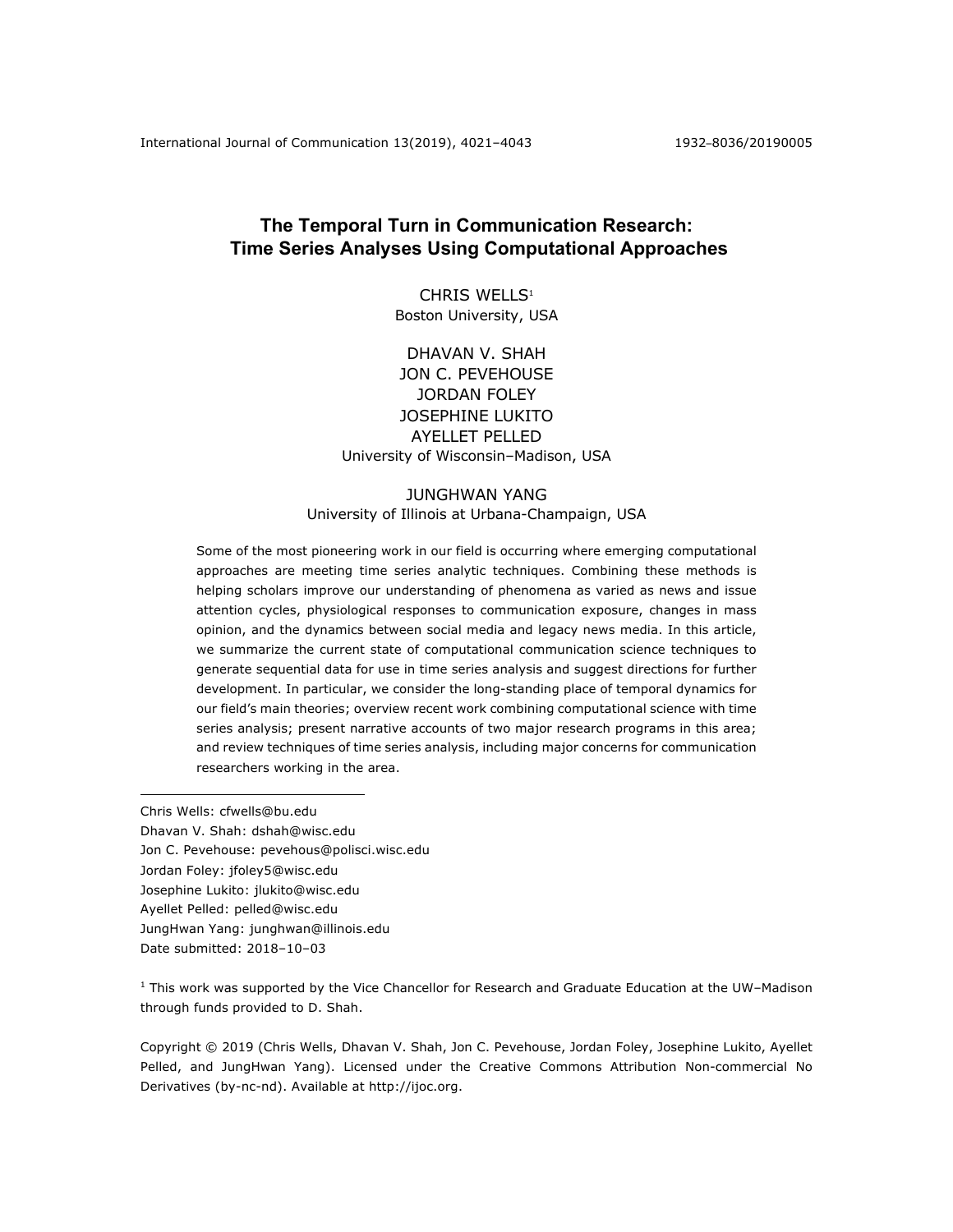# The Temporal Turn in Communication Research: Time Series Analyses Using Computational Approaches

CHRIS WELLS[1]
Boston University, USA

DHAVAN V. SHAH
JON C. PEVEHOUSE
JORDAN FOLEY
JOSEPHINE LUKITO
AYELLET PELLED
University of Wisconsin–Madison, USA

JUNGHWAN YANG
University of Illinois at Urbana-Champaign, USA

Some of the most pioneering work in our field is occurring where emerging computational approaches are meeting time series analytic techniques. Combining these methods is helping scholars improve our understanding of phenomena as varied as news and issue attention cycles, physiological responses to communication exposure, changes in mass opinion, and the dynamics between social media and legacy news media. In this article, we summarize the current state of computational communication science techniques to generate sequential data for use in time series analysis and suggest directions for further development. In particular, we consider the long-standing place of temporal dynamics for our field's main theories; overview recent work combining computational science with time series analysis; present narrative accounts of two major research programs in this area; and review techniques of time series analysis, including major concerns for communication researchers working in the area.

---

Chris Wells: cfwells@bu.edu
Dhavan V. Shah: dshah@wisc.edu
Jon C. Pevehouse: pevehous@polisci.wisc.edu
Jordan Foley: jfoley5@wisc.edu
Josephine Lukito: jlukito@wisc.edu
Ayellet Pelled: pelled@wisc.edu
JungHwan Yang: junghwan@illinois.edu
Date submitted: 2018–10–03

[1] This work was supported by the Vice Chancellor for Research and Graduate Education at the UW–Madison through funds provided to D. Shah.

Copyright © 2019 (Chris Wells, Dhavan V. Shah, Jon C. Pevehouse, Jordan Foley, Josephine Lukito, Ayellet Pelled, and JungHwan Yang). Licensed under the Creative Commons Attribution Non-commercial No Derivatives (by-nc-nd). Available at http://ijoc.org.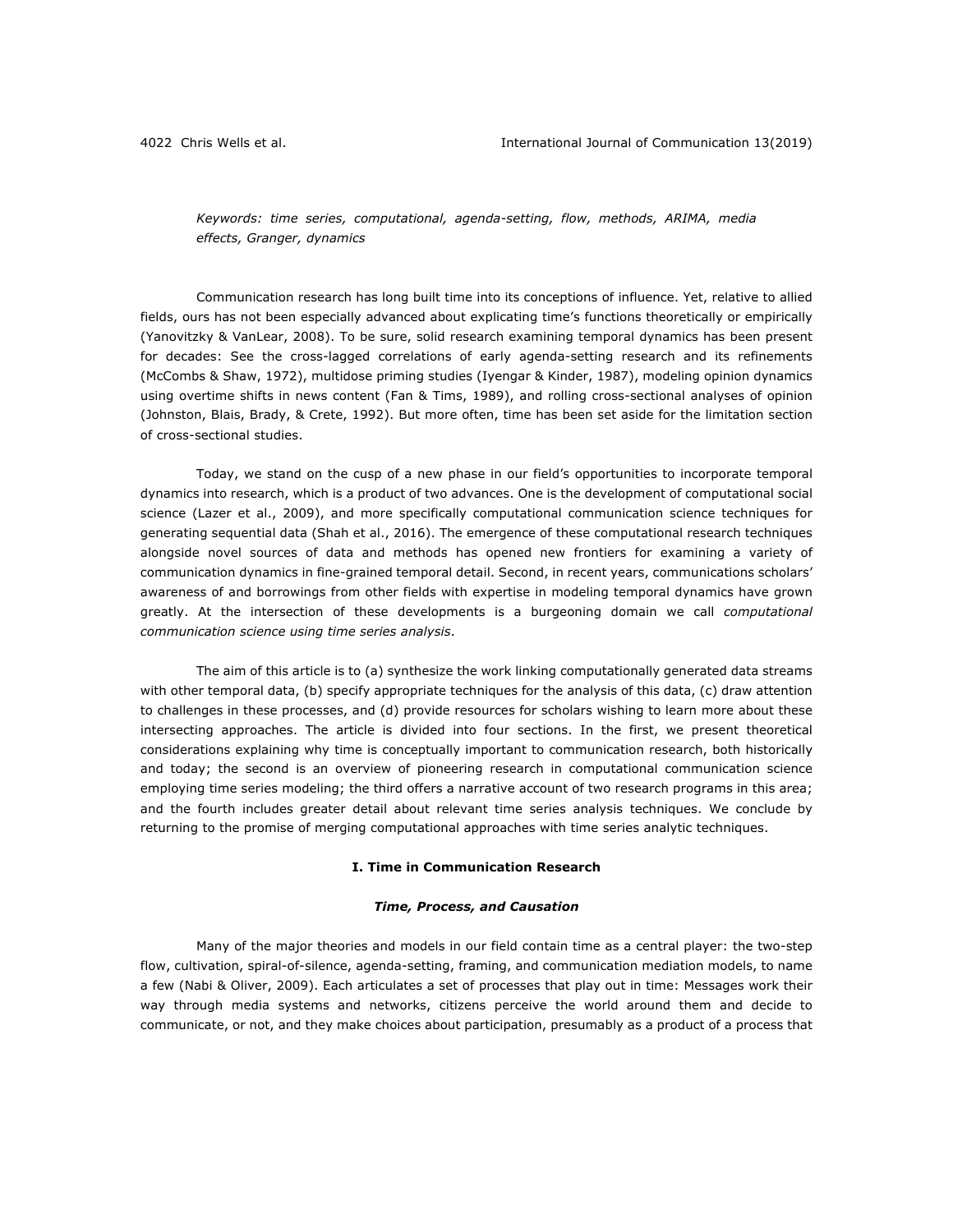*Keywords: time series, computational, agenda-setting, flow, methods, ARIMA, media effects, Granger, dynamics*

Communication research has long built time into its conceptions of influence. Yet, relative to allied fields, ours has not been especially advanced about explicating time's functions theoretically or empirically (Yanovitzky & VanLear, 2008). To be sure, solid research examining temporal dynamics has been present for decades: See the cross-lagged correlations of early agenda-setting research and its refinements (McCombs & Shaw, 1972), multidose priming studies (Iyengar & Kinder, 1987), modeling opinion dynamics using overtime shifts in news content (Fan & Tims, 1989), and rolling cross-sectional analyses of opinion (Johnston, Blais, Brady, & Crete, 1992). But more often, time has been set aside for the limitation section of cross-sectional studies.

Today, we stand on the cusp of a new phase in our field's opportunities to incorporate temporal dynamics into research, which is a product of two advances. One is the development of computational social science (Lazer et al., 2009), and more specifically computational communication science techniques for generating sequential data (Shah et al., 2016). The emergence of these computational research techniques alongside novel sources of data and methods has opened new frontiers for examining a variety of communication dynamics in fine-grained temporal detail. Second, in recent years, communications scholars' awareness of and borrowings from other fields with expertise in modeling temporal dynamics have grown greatly. At the intersection of these developments is a burgeoning domain we call *computational communication science using time series analysis*.

The aim of this article is to (a) synthesize the work linking computationally generated data streams with other temporal data, (b) specify appropriate techniques for the analysis of this data, (c) draw attention to challenges in these processes, and (d) provide resources for scholars wishing to learn more about these intersecting approaches. The article is divided into four sections. In the first, we present theoretical considerations explaining why time is conceptually important to communication research, both historically and today; the second is an overview of pioneering research in computational communication science employing time series modeling; the third offers a narrative account of two research programs in this area; and the fourth includes greater detail about relevant time series analysis techniques. We conclude by returning to the promise of merging computational approaches with time series analytic techniques.

## I. Time in Communication Research

### *Time, Process, and Causation*

Many of the major theories and models in our field contain time as a central player: the two-step flow, cultivation, spiral-of-silence, agenda-setting, framing, and communication mediation models, to name a few (Nabi & Oliver, 2009). Each articulates a set of processes that play out in time: Messages work their way through media systems and networks, citizens perceive the world around them and decide to communicate, or not, and they make choices about participation, presumably as a product of a process that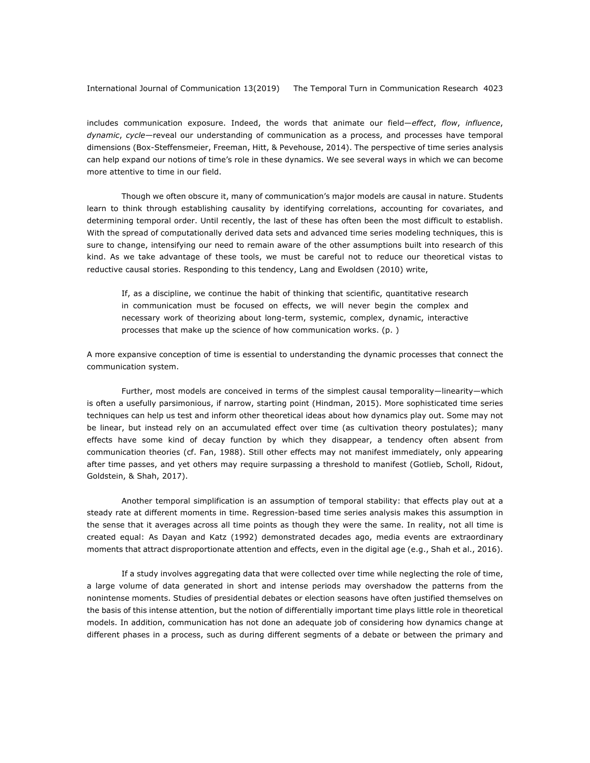includes communication exposure. Indeed, the words that animate our field—*effect*, *flow*, *influence*, *dynamic*, *cycle*—reveal our understanding of communication as a process, and processes have temporal dimensions (Box-Steffensmeier, Freeman, Hitt, & Pevehouse, 2014). The perspective of time series analysis can help expand our notions of time's role in these dynamics. We see several ways in which we can become more attentive to time in our field.

Though we often obscure it, many of communication's major models are causal in nature. Students learn to think through establishing causality by identifying correlations, accounting for covariates, and determining temporal order. Until recently, the last of these has often been the most difficult to establish. With the spread of computationally derived data sets and advanced time series modeling techniques, this is sure to change, intensifying our need to remain aware of the other assumptions built into research of this kind. As we take advantage of these tools, we must be careful not to reduce our theoretical vistas to reductive causal stories. Responding to this tendency, Lang and Ewoldsen (2010) write,

> If, as a discipline, we continue the habit of thinking that scientific, quantitative research in communication must be focused on effects, we will never begin the complex and necessary work of theorizing about long-term, systemic, complex, dynamic, interactive processes that make up the science of how communication works. (p. )

A more expansive conception of time is essential to understanding the dynamic processes that connect the communication system.

Further, most models are conceived in terms of the simplest causal temporality—linearity—which is often a usefully parsimonious, if narrow, starting point (Hindman, 2015). More sophisticated time series techniques can help us test and inform other theoretical ideas about how dynamics play out. Some may not be linear, but instead rely on an accumulated effect over time (as cultivation theory postulates); many effects have some kind of decay function by which they disappear, a tendency often absent from communication theories (cf. Fan, 1988). Still other effects may not manifest immediately, only appearing after time passes, and yet others may require surpassing a threshold to manifest (Gotlieb, Scholl, Ridout, Goldstein, & Shah, 2017).

Another temporal simplification is an assumption of temporal stability: that effects play out at a steady rate at different moments in time. Regression-based time series analysis makes this assumption in the sense that it averages across all time points as though they were the same. In reality, not all time is created equal: As Dayan and Katz (1992) demonstrated decades ago, media events are extraordinary moments that attract disproportionate attention and effects, even in the digital age (e.g., Shah et al., 2016).

If a study involves aggregating data that were collected over time while neglecting the role of time, a large volume of data generated in short and intense periods may overshadow the patterns from the nonintense moments. Studies of presidential debates or election seasons have often justified themselves on the basis of this intense attention, but the notion of differentially important time plays little role in theoretical models. In addition, communication has not done an adequate job of considering how dynamics change at different phases in a process, such as during different segments of a debate or between the primary and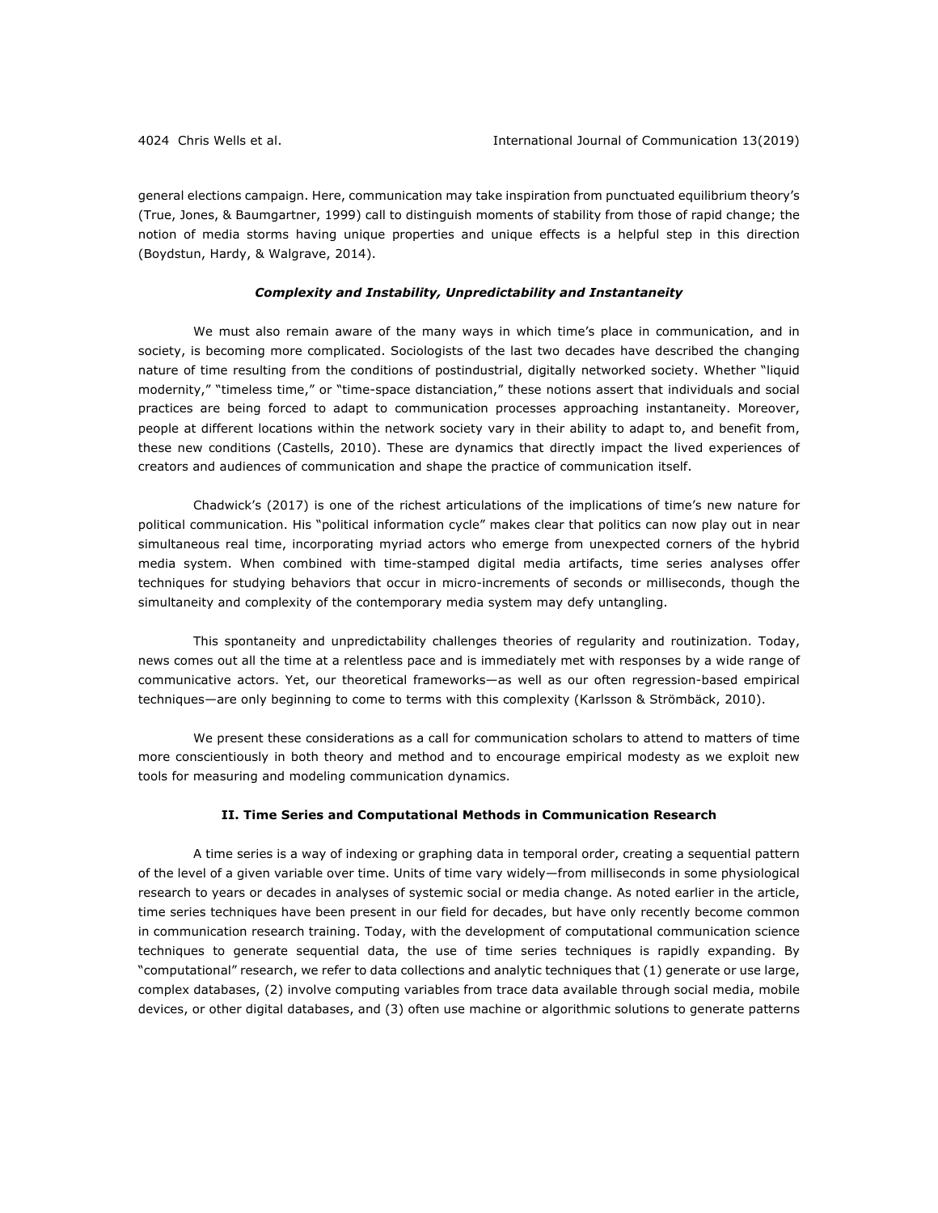general elections campaign. Here, communication may take inspiration from punctuated equilibrium theory's (True, Jones, & Baumgartner, 1999) call to distinguish moments of stability from those of rapid change; the notion of media storms having unique properties and unique effects is a helpful step in this direction (Boydstun, Hardy, & Walgrave, 2014).

### *Complexity and Instability, Unpredictability and Instantaneity*

We must also remain aware of the many ways in which time's place in communication, and in society, is becoming more complicated. Sociologists of the last two decades have described the changing nature of time resulting from the conditions of postindustrial, digitally networked society. Whether "liquid modernity," "timeless time," or "time-space distanciation," these notions assert that individuals and social practices are being forced to adapt to communication processes approaching instantaneity. Moreover, people at different locations within the network society vary in their ability to adapt to, and benefit from, these new conditions (Castells, 2010). These are dynamics that directly impact the lived experiences of creators and audiences of communication and shape the practice of communication itself.

Chadwick's (2017) is one of the richest articulations of the implications of time's new nature for political communication. His "political information cycle" makes clear that politics can now play out in near simultaneous real time, incorporating myriad actors who emerge from unexpected corners of the hybrid media system. When combined with time-stamped digital media artifacts, time series analyses offer techniques for studying behaviors that occur in micro-increments of seconds or milliseconds, though the simultaneity and complexity of the contemporary media system may defy untangling.

This spontaneity and unpredictability challenges theories of regularity and routinization. Today, news comes out all the time at a relentless pace and is immediately met with responses by a wide range of communicative actors. Yet, our theoretical frameworks—as well as our often regression-based empirical techniques—are only beginning to come to terms with this complexity (Karlsson & Strömbäck, 2010).

We present these considerations as a call for communication scholars to attend to matters of time more conscientiously in both theory and method and to encourage empirical modesty as we exploit new tools for measuring and modeling communication dynamics.

## II. Time Series and Computational Methods in Communication Research

A time series is a way of indexing or graphing data in temporal order, creating a sequential pattern of the level of a given variable over time. Units of time vary widely—from milliseconds in some physiological research to years or decades in analyses of systemic social or media change. As noted earlier in the article, time series techniques have been present in our field for decades, but have only recently become common in communication research training. Today, with the development of computational communication science techniques to generate sequential data, the use of time series techniques is rapidly expanding. By "computational" research, we refer to data collections and analytic techniques that (1) generate or use large, complex databases, (2) involve computing variables from trace data available through social media, mobile devices, or other digital databases, and (3) often use machine or algorithmic solutions to generate patterns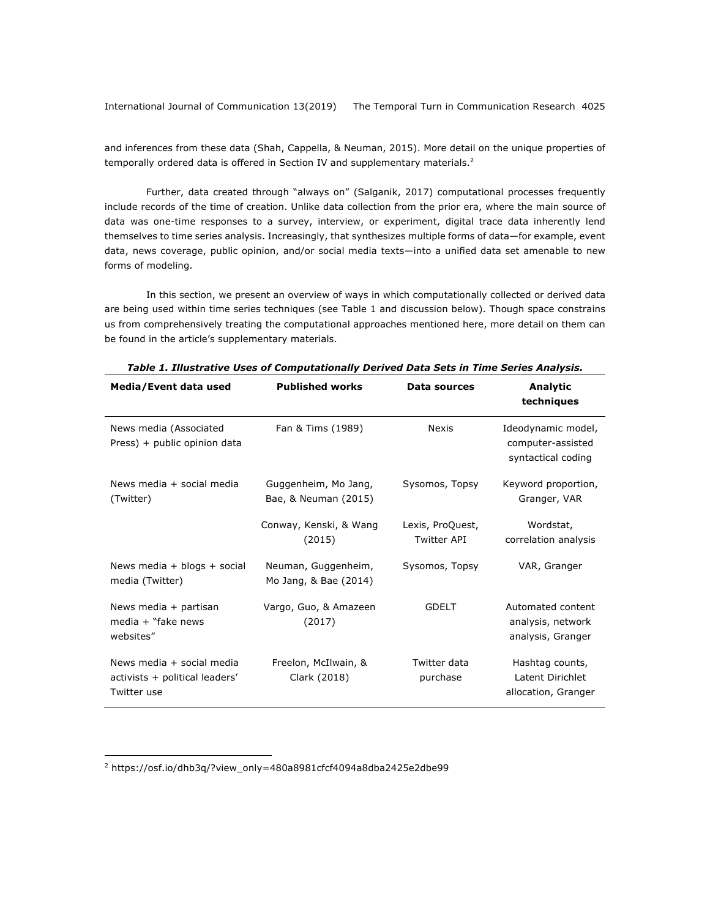and inferences from these data (Shah, Cappella, & Neuman, 2015). More detail on the unique properties of temporally ordered data is offered in Section IV and supplementary materials.[2]

Further, data created through "always on" (Salganik, 2017) computational processes frequently include records of the time of creation. Unlike data collection from the prior era, where the main source of data was one-time responses to a survey, interview, or experiment, digital trace data inherently lend themselves to time series analysis. Increasingly, that synthesizes multiple forms of data—for example, event data, news coverage, public opinion, and/or social media texts—into a unified data set amenable to new forms of modeling.

In this section, we present an overview of ways in which computationally collected or derived data are being used within time series techniques (see Table 1 and discussion below). Though space constrains us from comprehensively treating the computational approaches mentioned here, more detail on them can be found in the article's supplementary materials.

***Table 1. Illustrative Uses of Computationally Derived Data Sets in Time Series Analysis.***

| Media/Event data used | Published works | Data sources | Analytic techniques |
|---|---|---|---|
| News media (Associated Press) + public opinion data | Fan & Tims (1989) | Nexis | Ideodynamic model, computer-assisted syntactical coding |
| News media + social media (Twitter) | Guggenheim, Mo Jang, Bae, & Neuman (2015) | Sysomos, Topsy | Keyword proportion, Granger, VAR |
| | Conway, Kenski, & Wang (2015) | Lexis, ProQuest, Twitter API | Wordstat, correlation analysis |
| News media + blogs + social media (Twitter) | Neuman, Guggenheim, Mo Jang, & Bae (2014) | Sysomos, Topsy | VAR, Granger |
| News media + partisan media + "fake news websites" | Vargo, Guo, & Amazeen (2017) | GDELT | Automated content analysis, network analysis, Granger |
| News media + social media activists + political leaders' Twitter use | Freelon, McIlwain, & Clark (2018) | Twitter data purchase | Hashtag counts, Latent Dirichlet allocation, Granger |

[2] https://osf.io/dhb3q/?view_only=480a8981cfcf4094a8dba2425e2dbe99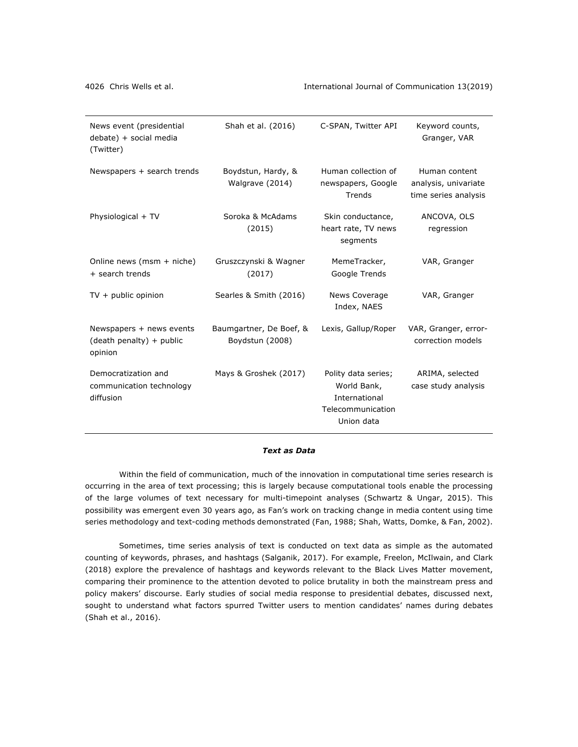| | | | |
|---|---|---|---|
| News event (presidential debate) + social media (Twitter) | Shah et al. (2016) | C-SPAN, Twitter API | Keyword counts, Granger, VAR |
| Newspapers + search trends | Boydstun, Hardy, & Walgrave (2014) | Human collection of newspapers, Google Trends | Human content analysis, univariate time series analysis |
| Physiological + TV | Soroka & McAdams (2015) | Skin conductance, heart rate, TV news segments | ANCOVA, OLS regression |
| Online news (msm + niche) + search trends | Gruszczynski & Wagner (2017) | MemeTracker, Google Trends | VAR, Granger |
| TV + public opinion | Searles & Smith (2016) | News Coverage Index, NAES | VAR, Granger |
| Newspapers + news events (death penalty) + public opinion | Baumgartner, De Boef, & Boydstun (2008) | Lexis, Gallup/Roper | VAR, Granger, error-correction models |
| Democratization and communication technology diffusion | Mays & Groshek (2017) | Polity data series; World Bank, International Telecommunication Union data | ARIMA, selected case study analysis |

### *Text as Data*

Within the field of communication, much of the innovation in computational time series research is occurring in the area of text processing; this is largely because computational tools enable the processing of the large volumes of text necessary for multi-timepoint analyses (Schwartz & Ungar, 2015). This possibility was emergent even 30 years ago, as Fan's work on tracking change in media content using time series methodology and text-coding methods demonstrated (Fan, 1988; Shah, Watts, Domke, & Fan, 2002).

Sometimes, time series analysis of text is conducted on text data as simple as the automated counting of keywords, phrases, and hashtags (Salganik, 2017). For example, Freelon, McIlwain, and Clark (2018) explore the prevalence of hashtags and keywords relevant to the Black Lives Matter movement, comparing their prominence to the attention devoted to police brutality in both the mainstream press and policy makers' discourse. Early studies of social media response to presidential debates, discussed next, sought to understand what factors spurred Twitter users to mention candidates' names during debates (Shah et al., 2016).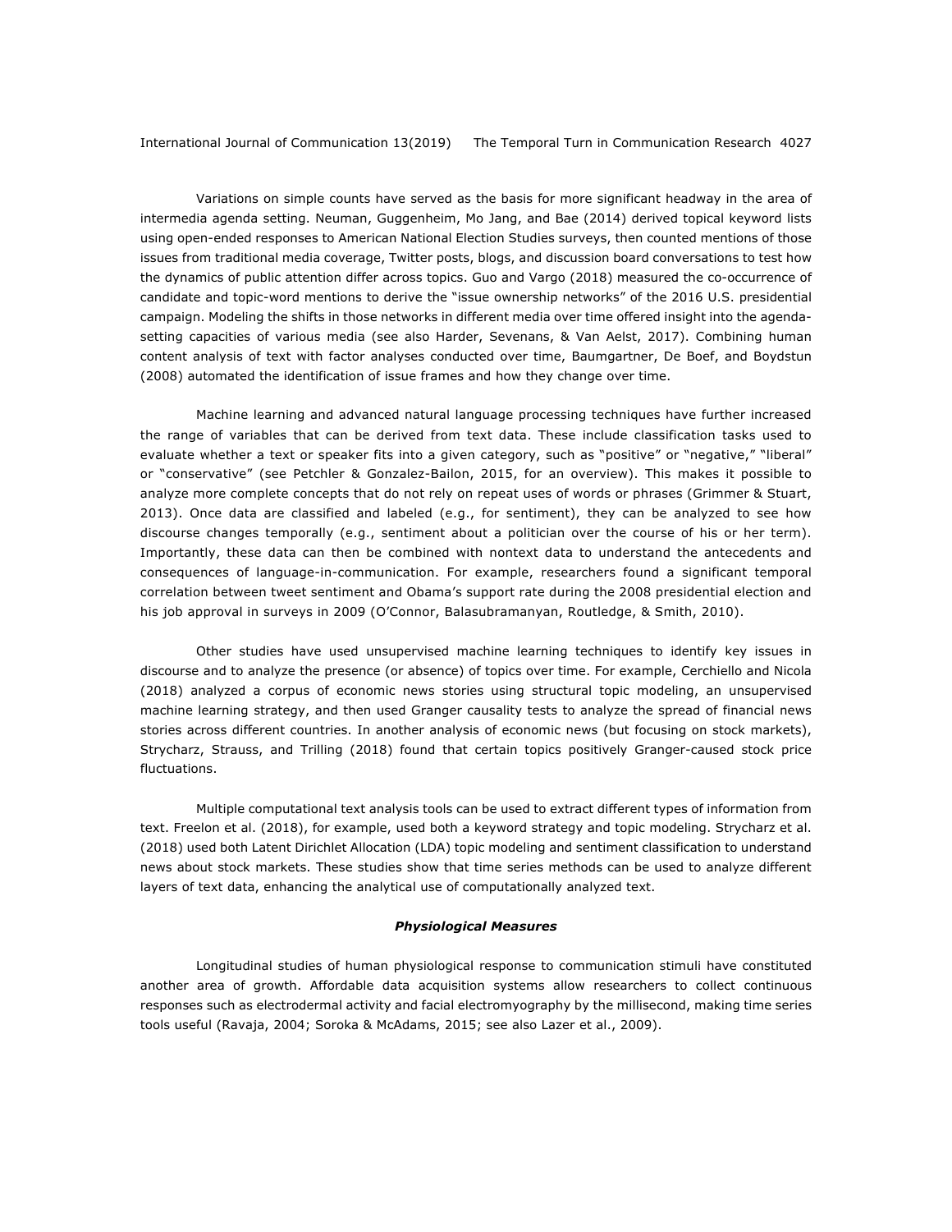Variations on simple counts have served as the basis for more significant headway in the area of intermedia agenda setting. Neuman, Guggenheim, Mo Jang, and Bae (2014) derived topical keyword lists using open-ended responses to American National Election Studies surveys, then counted mentions of those issues from traditional media coverage, Twitter posts, blogs, and discussion board conversations to test how the dynamics of public attention differ across topics. Guo and Vargo (2018) measured the co-occurrence of candidate and topic-word mentions to derive the "issue ownership networks" of the 2016 U.S. presidential campaign. Modeling the shifts in those networks in different media over time offered insight into the agenda-setting capacities of various media (see also Harder, Sevenans, & Van Aelst, 2017). Combining human content analysis of text with factor analyses conducted over time, Baumgartner, De Boef, and Boydstun (2008) automated the identification of issue frames and how they change over time.

Machine learning and advanced natural language processing techniques have further increased the range of variables that can be derived from text data. These include classification tasks used to evaluate whether a text or speaker fits into a given category, such as "positive" or "negative," "liberal" or "conservative" (see Petchler & Gonzalez-Bailon, 2015, for an overview). This makes it possible to analyze more complete concepts that do not rely on repeat uses of words or phrases (Grimmer & Stuart, 2013). Once data are classified and labeled (e.g., for sentiment), they can be analyzed to see how discourse changes temporally (e.g., sentiment about a politician over the course of his or her term). Importantly, these data can then be combined with nontext data to understand the antecedents and consequences of language-in-communication. For example, researchers found a significant temporal correlation between tweet sentiment and Obama's support rate during the 2008 presidential election and his job approval in surveys in 2009 (O'Connor, Balasubramanyan, Routledge, & Smith, 2010).

Other studies have used unsupervised machine learning techniques to identify key issues in discourse and to analyze the presence (or absence) of topics over time. For example, Cerchiello and Nicola (2018) analyzed a corpus of economic news stories using structural topic modeling, an unsupervised machine learning strategy, and then used Granger causality tests to analyze the spread of financial news stories across different countries. In another analysis of economic news (but focusing on stock markets), Strycharz, Strauss, and Trilling (2018) found that certain topics positively Granger-caused stock price fluctuations.

Multiple computational text analysis tools can be used to extract different types of information from text. Freelon et al. (2018), for example, used both a keyword strategy and topic modeling. Strycharz et al. (2018) used both Latent Dirichlet Allocation (LDA) topic modeling and sentiment classification to understand news about stock markets. These studies show that time series methods can be used to analyze different layers of text data, enhancing the analytical use of computationally analyzed text.

### *Physiological Measures*

Longitudinal studies of human physiological response to communication stimuli have constituted another area of growth. Affordable data acquisition systems allow researchers to collect continuous responses such as electrodermal activity and facial electromyography by the millisecond, making time series tools useful (Ravaja, 2004; Soroka & McAdams, 2015; see also Lazer et al., 2009).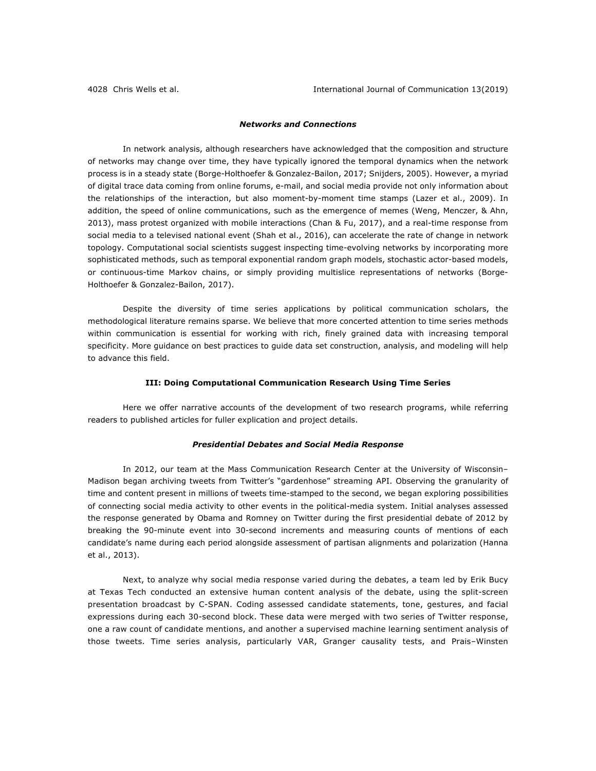### *Networks and Connections*

In network analysis, although researchers have acknowledged that the composition and structure of networks may change over time, they have typically ignored the temporal dynamics when the network process is in a steady state (Borge-Holthoefer & Gonzalez-Bailon, 2017; Snijders, 2005). However, a myriad of digital trace data coming from online forums, e-mail, and social media provide not only information about the relationships of the interaction, but also moment-by-moment time stamps (Lazer et al., 2009). In addition, the speed of online communications, such as the emergence of memes (Weng, Menczer, & Ahn, 2013), mass protest organized with mobile interactions (Chan & Fu, 2017), and a real-time response from social media to a televised national event (Shah et al., 2016), can accelerate the rate of change in network topology. Computational social scientists suggest inspecting time-evolving networks by incorporating more sophisticated methods, such as temporal exponential random graph models, stochastic actor-based models, or continuous-time Markov chains, or simply providing multislice representations of networks (Borge-Holthoefer & Gonzalez-Bailon, 2017).

Despite the diversity of time series applications by political communication scholars, the methodological literature remains sparse. We believe that more concerted attention to time series methods within communication is essential for working with rich, finely grained data with increasing temporal specificity. More guidance on best practices to guide data set construction, analysis, and modeling will help to advance this field.

## III: Doing Computational Communication Research Using Time Series

Here we offer narrative accounts of the development of two research programs, while referring readers to published articles for fuller explication and project details.

### *Presidential Debates and Social Media Response*

In 2012, our team at the Mass Communication Research Center at the University of Wisconsin–Madison began archiving tweets from Twitter's "gardenhose" streaming API. Observing the granularity of time and content present in millions of tweets time-stamped to the second, we began exploring possibilities of connecting social media activity to other events in the political-media system. Initial analyses assessed the response generated by Obama and Romney on Twitter during the first presidential debate of 2012 by breaking the 90-minute event into 30-second increments and measuring counts of mentions of each candidate's name during each period alongside assessment of partisan alignments and polarization (Hanna et al., 2013).

Next, to analyze why social media response varied during the debates, a team led by Erik Bucy at Texas Tech conducted an extensive human content analysis of the debate, using the split-screen presentation broadcast by C-SPAN. Coding assessed candidate statements, tone, gestures, and facial expressions during each 30-second block. These data were merged with two series of Twitter response, one a raw count of candidate mentions, and another a supervised machine learning sentiment analysis of those tweets. Time series analysis, particularly VAR, Granger causality tests, and Prais–Winsten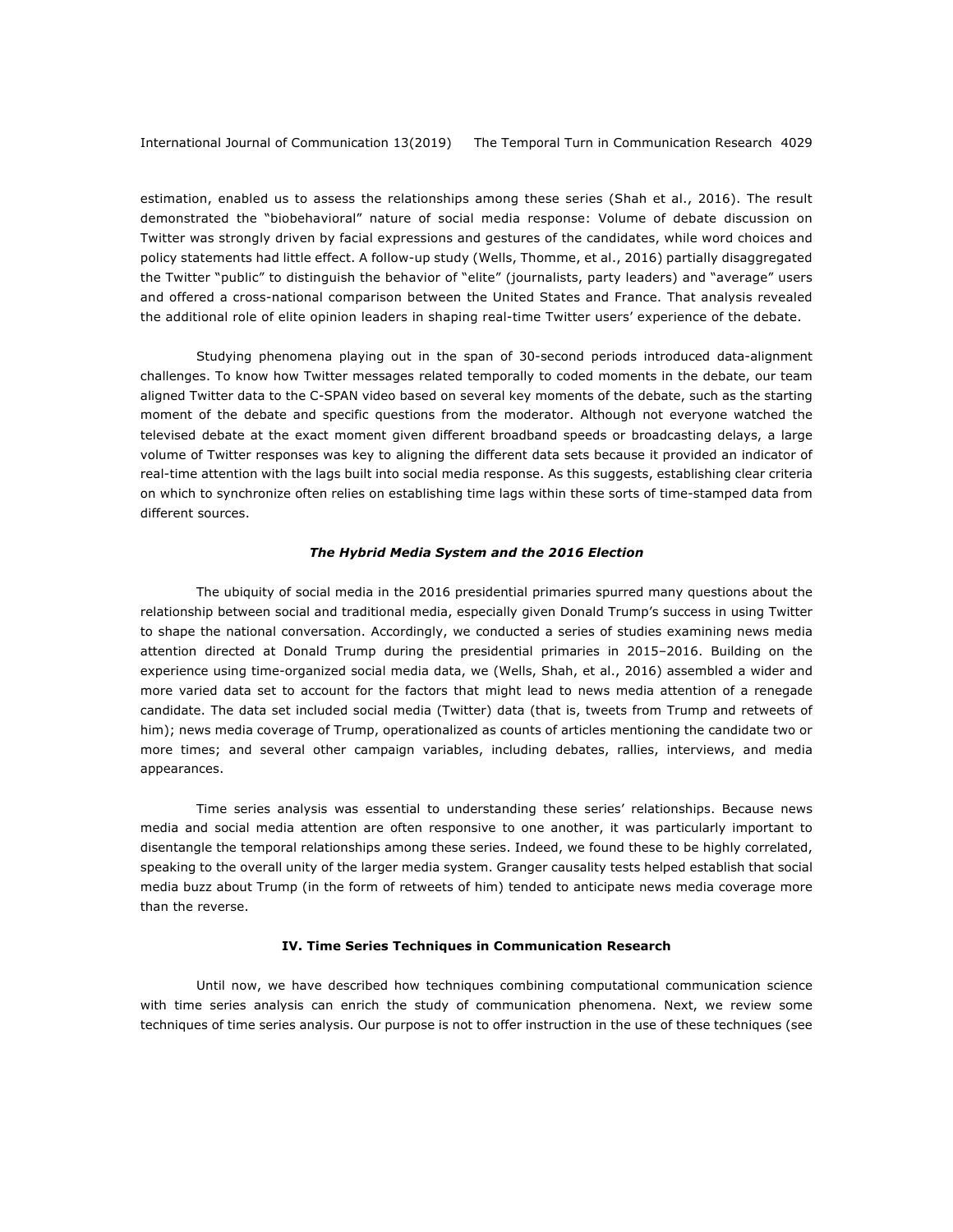estimation, enabled us to assess the relationships among these series (Shah et al., 2016). The result demonstrated the "biobehavioral" nature of social media response: Volume of debate discussion on Twitter was strongly driven by facial expressions and gestures of the candidates, while word choices and policy statements had little effect. A follow-up study (Wells, Thomme, et al., 2016) partially disaggregated the Twitter "public" to distinguish the behavior of "elite" (journalists, party leaders) and "average" users and offered a cross-national comparison between the United States and France. That analysis revealed the additional role of elite opinion leaders in shaping real-time Twitter users' experience of the debate.

Studying phenomena playing out in the span of 30-second periods introduced data-alignment challenges. To know how Twitter messages related temporally to coded moments in the debate, our team aligned Twitter data to the C-SPAN video based on several key moments of the debate, such as the starting moment of the debate and specific questions from the moderator. Although not everyone watched the televised debate at the exact moment given different broadband speeds or broadcasting delays, a large volume of Twitter responses was key to aligning the different data sets because it provided an indicator of real-time attention with the lags built into social media response. As this suggests, establishing clear criteria on which to synchronize often relies on establishing time lags within these sorts of time-stamped data from different sources.

### *The Hybrid Media System and the 2016 Election*

The ubiquity of social media in the 2016 presidential primaries spurred many questions about the relationship between social and traditional media, especially given Donald Trump's success in using Twitter to shape the national conversation. Accordingly, we conducted a series of studies examining news media attention directed at Donald Trump during the presidential primaries in 2015–2016. Building on the experience using time-organized social media data, we (Wells, Shah, et al., 2016) assembled a wider and more varied data set to account for the factors that might lead to news media attention of a renegade candidate. The data set included social media (Twitter) data (that is, tweets from Trump and retweets of him); news media coverage of Trump, operationalized as counts of articles mentioning the candidate two or more times; and several other campaign variables, including debates, rallies, interviews, and media appearances.

Time series analysis was essential to understanding these series' relationships. Because news media and social media attention are often responsive to one another, it was particularly important to disentangle the temporal relationships among these series. Indeed, we found these to be highly correlated, speaking to the overall unity of the larger media system. Granger causality tests helped establish that social media buzz about Trump (in the form of retweets of him) tended to anticipate news media coverage more than the reverse.

## IV. Time Series Techniques in Communication Research

Until now, we have described how techniques combining computational communication science with time series analysis can enrich the study of communication phenomena. Next, we review some techniques of time series analysis. Our purpose is not to offer instruction in the use of these techniques (see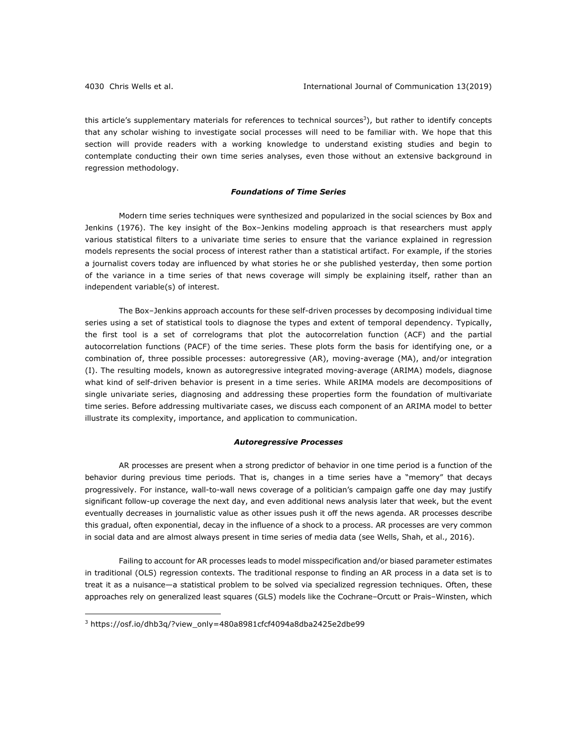this article's supplementary materials for references to technical sources[3]), but rather to identify concepts that any scholar wishing to investigate social processes will need to be familiar with. We hope that this section will provide readers with a working knowledge to understand existing studies and begin to contemplate conducting their own time series analyses, even those without an extensive background in regression methodology.

### *Foundations of Time Series*

Modern time series techniques were synthesized and popularized in the social sciences by Box and Jenkins (1976). The key insight of the Box–Jenkins modeling approach is that researchers must apply various statistical filters to a univariate time series to ensure that the variance explained in regression models represents the social process of interest rather than a statistical artifact. For example, if the stories a journalist covers today are influenced by what stories he or she published yesterday, then some portion of the variance in a time series of that news coverage will simply be explaining itself, rather than an independent variable(s) of interest.

The Box–Jenkins approach accounts for these self-driven processes by decomposing individual time series using a set of statistical tools to diagnose the types and extent of temporal dependency. Typically, the first tool is a set of correlograms that plot the autocorrelation function (ACF) and the partial autocorrelation functions (PACF) of the time series. These plots form the basis for identifying one, or a combination of, three possible processes: autoregressive (AR), moving-average (MA), and/or integration (I). The resulting models, known as autoregressive integrated moving-average (ARIMA) models, diagnose what kind of self-driven behavior is present in a time series. While ARIMA models are decompositions of single univariate series, diagnosing and addressing these properties form the foundation of multivariate time series. Before addressing multivariate cases, we discuss each component of an ARIMA model to better illustrate its complexity, importance, and application to communication.

### *Autoregressive Processes*

AR processes are present when a strong predictor of behavior in one time period is a function of the behavior during previous time periods. That is, changes in a time series have a "memory" that decays progressively. For instance, wall-to-wall news coverage of a politician's campaign gaffe one day may justify significant follow-up coverage the next day, and even additional news analysis later that week, but the event eventually decreases in journalistic value as other issues push it off the news agenda. AR processes describe this gradual, often exponential, decay in the influence of a shock to a process. AR processes are very common in social data and are almost always present in time series of media data (see Wells, Shah, et al., 2016).

Failing to account for AR processes leads to model misspecification and/or biased parameter estimates in traditional (OLS) regression contexts. The traditional response to finding an AR process in a data set is to treat it as a nuisance—a statistical problem to be solved via specialized regression techniques. Often, these approaches rely on generalized least squares (GLS) models like the Cochrane–Orcutt or Prais–Winsten, which

---

[3] https://osf.io/dhb3q/?view_only=480a8981cfcf4094a8dba2425e2dbe99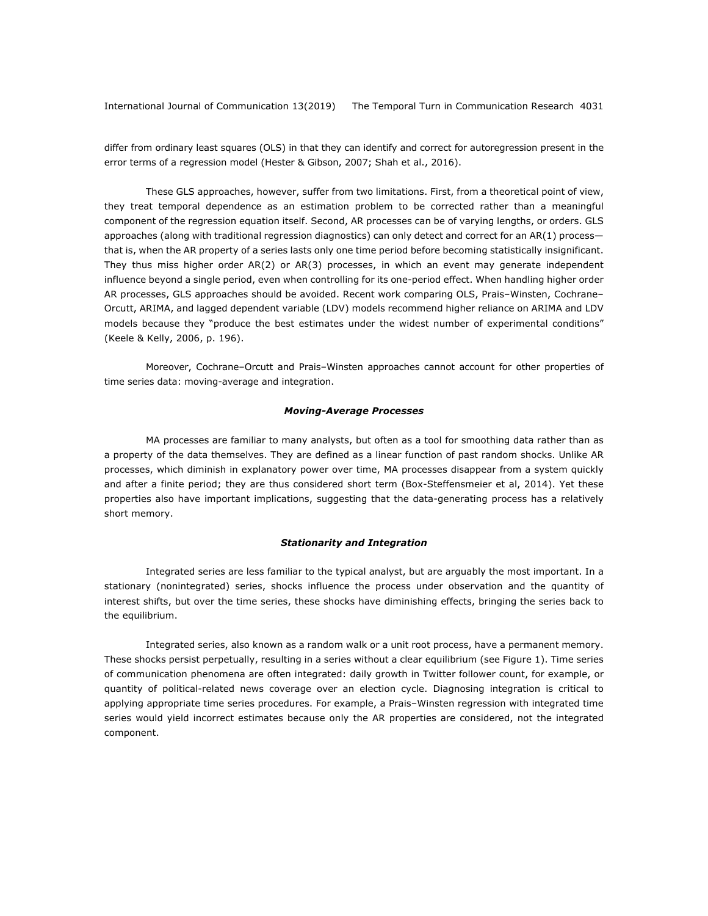differ from ordinary least squares (OLS) in that they can identify and correct for autoregression present in the error terms of a regression model (Hester & Gibson, 2007; Shah et al., 2016).

These GLS approaches, however, suffer from two limitations. First, from a theoretical point of view, they treat temporal dependence as an estimation problem to be corrected rather than a meaningful component of the regression equation itself. Second, AR processes can be of varying lengths, or orders. GLS approaches (along with traditional regression diagnostics) can only detect and correct for an AR(1) process—that is, when the AR property of a series lasts only one time period before becoming statistically insignificant. They thus miss higher order AR(2) or AR(3) processes, in which an event may generate independent influence beyond a single period, even when controlling for its one-period effect. When handling higher order AR processes, GLS approaches should be avoided. Recent work comparing OLS, Prais–Winsten, Cochrane–Orcutt, ARIMA, and lagged dependent variable (LDV) models recommend higher reliance on ARIMA and LDV models because they "produce the best estimates under the widest number of experimental conditions" (Keele & Kelly, 2006, p. 196).

Moreover, Cochrane–Orcutt and Prais–Winsten approaches cannot account for other properties of time series data: moving-average and integration.

### ***Moving-Average Processes***

MA processes are familiar to many analysts, but often as a tool for smoothing data rather than as a property of the data themselves. They are defined as a linear function of past random shocks. Unlike AR processes, which diminish in explanatory power over time, MA processes disappear from a system quickly and after a finite period; they are thus considered short term (Box-Steffensmeier et al, 2014). Yet these properties also have important implications, suggesting that the data-generating process has a relatively short memory.

### ***Stationarity and Integration***

Integrated series are less familiar to the typical analyst, but are arguably the most important. In a stationary (nonintegrated) series, shocks influence the process under observation and the quantity of interest shifts, but over the time series, these shocks have diminishing effects, bringing the series back to the equilibrium.

Integrated series, also known as a random walk or a unit root process, have a permanent memory. These shocks persist perpetually, resulting in a series without a clear equilibrium (see Figure 1). Time series of communication phenomena are often integrated: daily growth in Twitter follower count, for example, or quantity of political-related news coverage over an election cycle. Diagnosing integration is critical to applying appropriate time series procedures. For example, a Prais–Winsten regression with integrated time series would yield incorrect estimates because only the AR properties are considered, not the integrated component.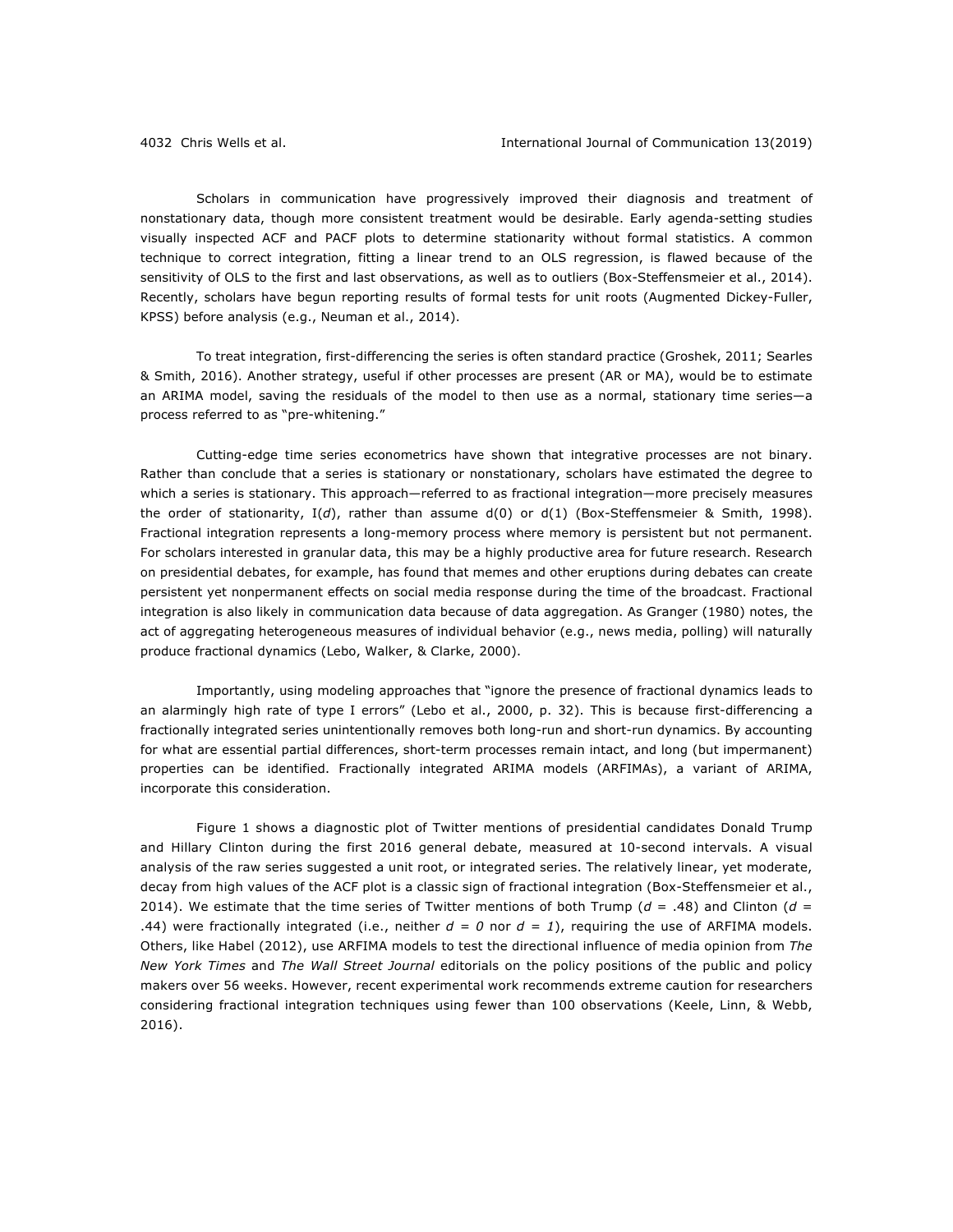Scholars in communication have progressively improved their diagnosis and treatment of nonstationary data, though more consistent treatment would be desirable. Early agenda-setting studies visually inspected ACF and PACF plots to determine stationarity without formal statistics. A common technique to correct integration, fitting a linear trend to an OLS regression, is flawed because of the sensitivity of OLS to the first and last observations, as well as to outliers (Box-Steffensmeier et al., 2014). Recently, scholars have begun reporting results of formal tests for unit roots (Augmented Dickey-Fuller, KPSS) before analysis (e.g., Neuman et al., 2014).

To treat integration, first-differencing the series is often standard practice (Groshek, 2011; Searles & Smith, 2016). Another strategy, useful if other processes are present (AR or MA), would be to estimate an ARIMA model, saving the residuals of the model to then use as a normal, stationary time series—a process referred to as "pre-whitening."

Cutting-edge time series econometrics have shown that integrative processes are not binary. Rather than conclude that a series is stationary or nonstationary, scholars have estimated the degree to which a series is stationary. This approach—referred to as fractional integration—more precisely measures the order of stationarity, I($d$), rather than assume d(0) or d(1) (Box-Steffensmeier & Smith, 1998). Fractional integration represents a long-memory process where memory is persistent but not permanent. For scholars interested in granular data, this may be a highly productive area for future research. Research on presidential debates, for example, has found that memes and other eruptions during debates can create persistent yet nonpermanent effects on social media response during the time of the broadcast. Fractional integration is also likely in communication data because of data aggregation. As Granger (1980) notes, the act of aggregating heterogeneous measures of individual behavior (e.g., news media, polling) will naturally produce fractional dynamics (Lebo, Walker, & Clarke, 2000).

Importantly, using modeling approaches that "ignore the presence of fractional dynamics leads to an alarmingly high rate of type I errors" (Lebo et al., 2000, p. 32). This is because first-differencing a fractionally integrated series unintentionally removes both long-run and short-run dynamics. By accounting for what are essential partial differences, short-term processes remain intact, and long (but impermanent) properties can be identified. Fractionally integrated ARIMA models (ARFIMAs), a variant of ARIMA, incorporate this consideration.

Figure 1 shows a diagnostic plot of Twitter mentions of presidential candidates Donald Trump and Hillary Clinton during the first 2016 general debate, measured at 10-second intervals. A visual analysis of the raw series suggested a unit root, or integrated series. The relatively linear, yet moderate, decay from high values of the ACF plot is a classic sign of fractional integration (Box-Steffensmeier et al., 2014). We estimate that the time series of Twitter mentions of both Trump ($d$ = .48) and Clinton ($d$ = .44) were fractionally integrated (i.e., neither $d = 0$ nor $d = 1$), requiring the use of ARFIMA models. Others, like Habel (2012), use ARFIMA models to test the directional influence of media opinion from *The New York Times* and *The Wall Street Journal* editorials on the policy positions of the public and policy makers over 56 weeks. However, recent experimental work recommends extreme caution for researchers considering fractional integration techniques using fewer than 100 observations (Keele, Linn, & Webb, 2016).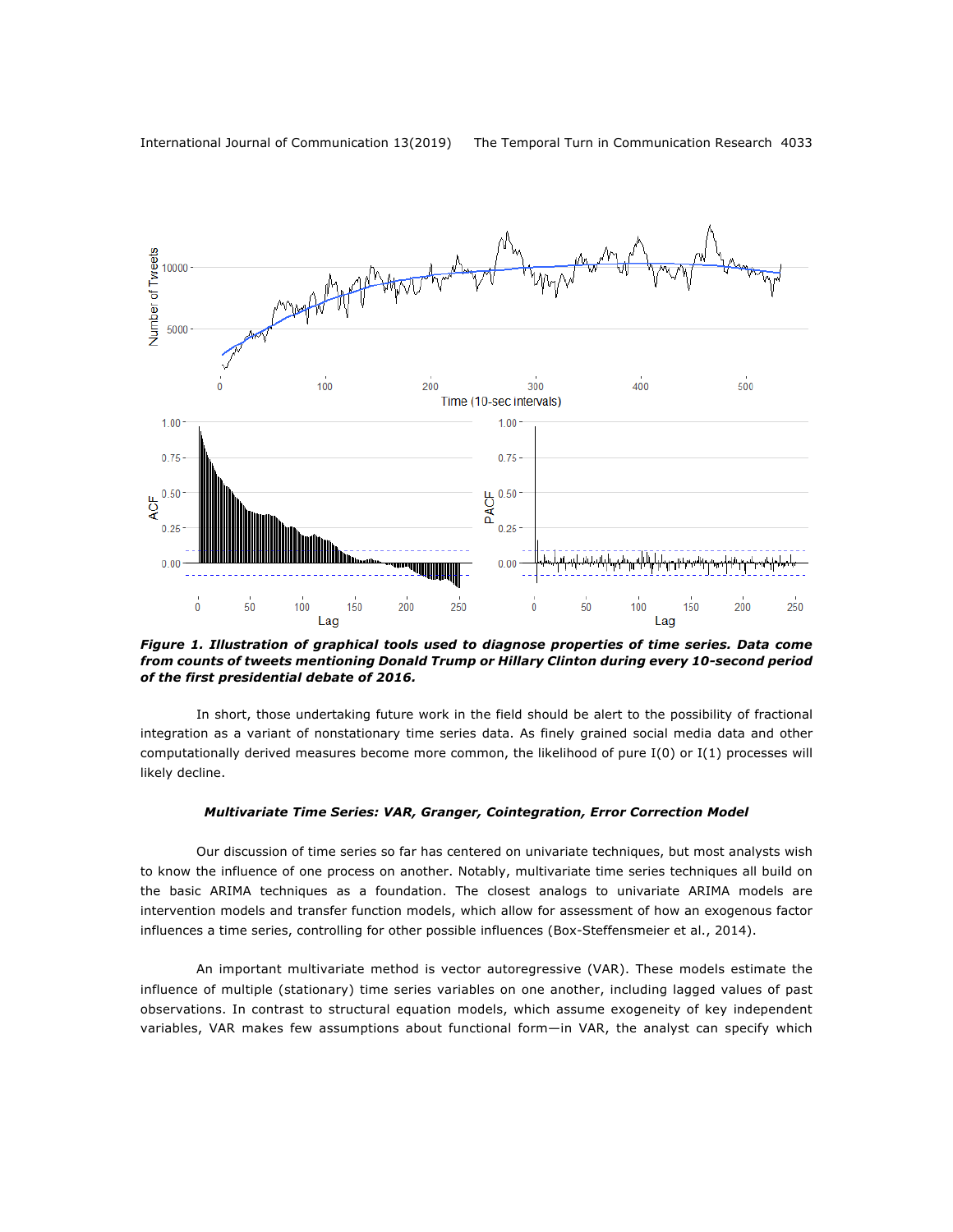*Figure 1. Illustration of graphical tools used to diagnose properties of time series. Data come from counts of tweets mentioning Donald Trump or Hillary Clinton during every 10-second period of the first presidential debate of 2016.*

In short, those undertaking future work in the field should be alert to the possibility of fractional integration as a variant of nonstationary time series data. As finely grained social media data and other computationally derived measures become more common, the likelihood of pure I(0) or I(1) processes will likely decline.

#### *Multivariate Time Series: VAR, Granger, Cointegration, Error Correction Model*

Our discussion of time series so far has centered on univariate techniques, but most analysts wish to know the influence of one process on another. Notably, multivariate time series techniques all build on the basic ARIMA techniques as a foundation. The closest analogs to univariate ARIMA models are intervention models and transfer function models, which allow for assessment of how an exogenous factor influences a time series, controlling for other possible influences (Box-Steffensmeier et al., 2014).

An important multivariate method is vector autoregressive (VAR). These models estimate the influence of multiple (stationary) time series variables on one another, including lagged values of past observations. In contrast to structural equation models, which assume exogeneity of key independent variables, VAR makes few assumptions about functional form—in VAR, the analyst can specify which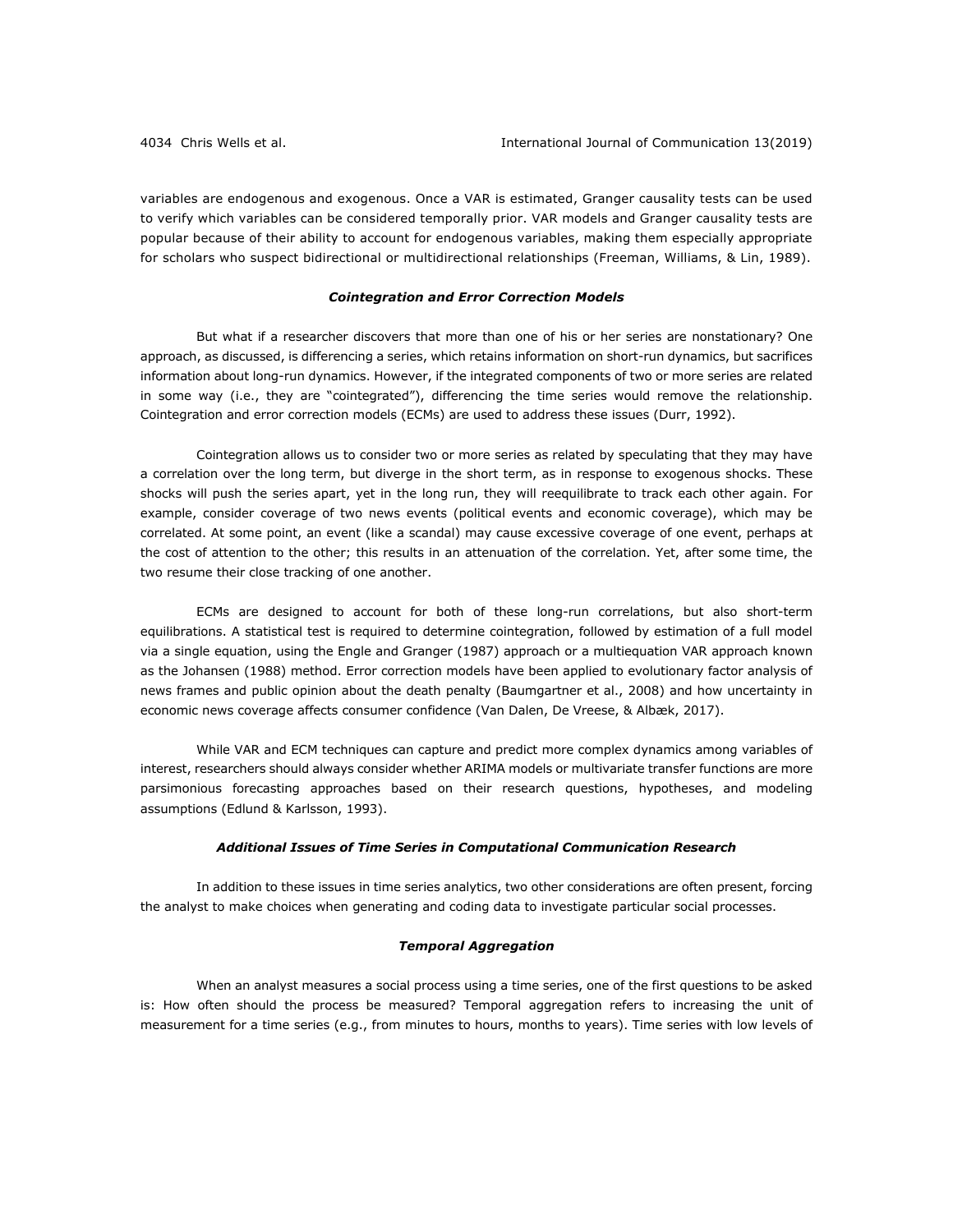variables are endogenous and exogenous. Once a VAR is estimated, Granger causality tests can be used to verify which variables can be considered temporally prior. VAR models and Granger causality tests are popular because of their ability to account for endogenous variables, making them especially appropriate for scholars who suspect bidirectional or multidirectional relationships (Freeman, Williams, & Lin, 1989).

### *Cointegration and Error Correction Models*

But what if a researcher discovers that more than one of his or her series are nonstationary? One approach, as discussed, is differencing a series, which retains information on short-run dynamics, but sacrifices information about long-run dynamics. However, if the integrated components of two or more series are related in some way (i.e., they are "cointegrated"), differencing the time series would remove the relationship. Cointegration and error correction models (ECMs) are used to address these issues (Durr, 1992).

Cointegration allows us to consider two or more series as related by speculating that they may have a correlation over the long term, but diverge in the short term, as in response to exogenous shocks. These shocks will push the series apart, yet in the long run, they will reequilibrate to track each other again. For example, consider coverage of two news events (political events and economic coverage), which may be correlated. At some point, an event (like a scandal) may cause excessive coverage of one event, perhaps at the cost of attention to the other; this results in an attenuation of the correlation. Yet, after some time, the two resume their close tracking of one another.

ECMs are designed to account for both of these long-run correlations, but also short-term equilibrations. A statistical test is required to determine cointegration, followed by estimation of a full model via a single equation, using the Engle and Granger (1987) approach or a multiequation VAR approach known as the Johansen (1988) method. Error correction models have been applied to evolutionary factor analysis of news frames and public opinion about the death penalty (Baumgartner et al., 2008) and how uncertainty in economic news coverage affects consumer confidence (Van Dalen, De Vreese, & Albæk, 2017).

While VAR and ECM techniques can capture and predict more complex dynamics among variables of interest, researchers should always consider whether ARIMA models or multivariate transfer functions are more parsimonious forecasting approaches based on their research questions, hypotheses, and modeling assumptions (Edlund & Karlsson, 1993).

### *Additional Issues of Time Series in Computational Communication Research*

In addition to these issues in time series analytics, two other considerations are often present, forcing the analyst to make choices when generating and coding data to investigate particular social processes.

### *Temporal Aggregation*

When an analyst measures a social process using a time series, one of the first questions to be asked is: How often should the process be measured? Temporal aggregation refers to increasing the unit of measurement for a time series (e.g., from minutes to hours, months to years). Time series with low levels of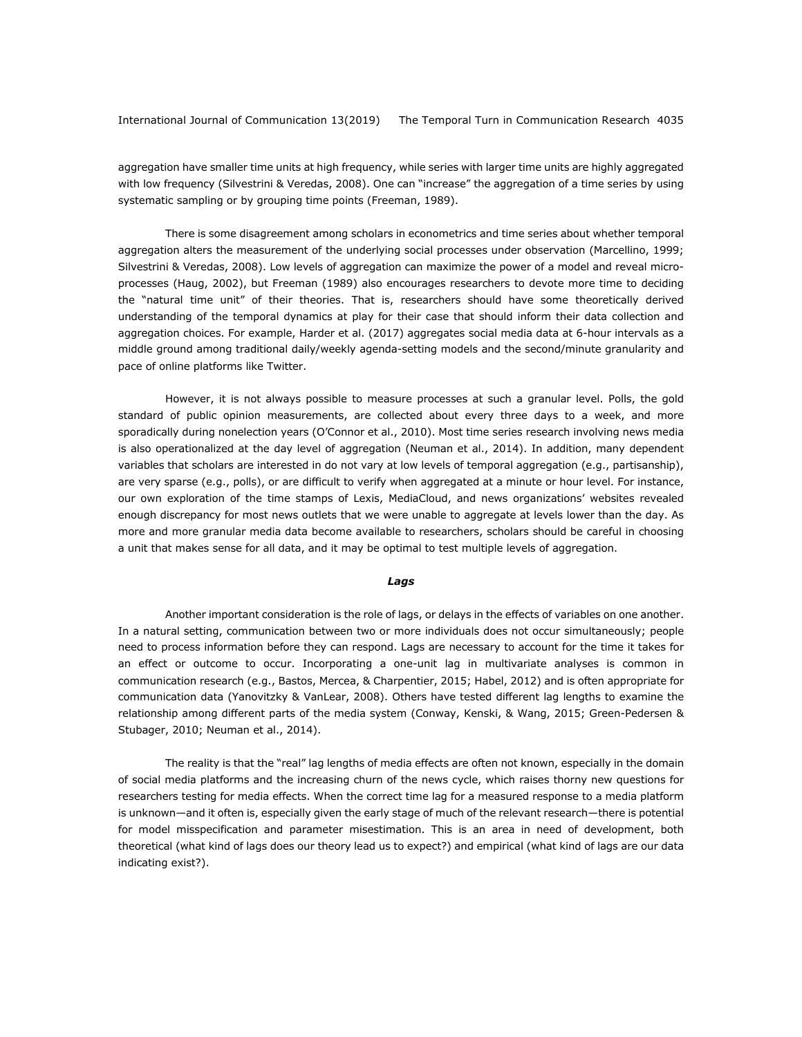aggregation have smaller time units at high frequency, while series with larger time units are highly aggregated with low frequency (Silvestrini & Veredas, 2008). One can "increase" the aggregation of a time series by using systematic sampling or by grouping time points (Freeman, 1989).

There is some disagreement among scholars in econometrics and time series about whether temporal aggregation alters the measurement of the underlying social processes under observation (Marcellino, 1999; Silvestrini & Veredas, 2008). Low levels of aggregation can maximize the power of a model and reveal micro-processes (Haug, 2002), but Freeman (1989) also encourages researchers to devote more time to deciding the "natural time unit" of their theories. That is, researchers should have some theoretically derived understanding of the temporal dynamics at play for their case that should inform their data collection and aggregation choices. For example, Harder et al. (2017) aggregates social media data at 6-hour intervals as a middle ground among traditional daily/weekly agenda-setting models and the second/minute granularity and pace of online platforms like Twitter.

However, it is not always possible to measure processes at such a granular level. Polls, the gold standard of public opinion measurements, are collected about every three days to a week, and more sporadically during nonelection years (O'Connor et al., 2010). Most time series research involving news media is also operationalized at the day level of aggregation (Neuman et al., 2014). In addition, many dependent variables that scholars are interested in do not vary at low levels of temporal aggregation (e.g., partisanship), are very sparse (e.g., polls), or are difficult to verify when aggregated at a minute or hour level. For instance, our own exploration of the time stamps of Lexis, MediaCloud, and news organizations' websites revealed enough discrepancy for most news outlets that we were unable to aggregate at levels lower than the day. As more and more granular media data become available to researchers, scholars should be careful in choosing a unit that makes sense for all data, and it may be optimal to test multiple levels of aggregation.

### *Lags*

Another important consideration is the role of lags, or delays in the effects of variables on one another. In a natural setting, communication between two or more individuals does not occur simultaneously; people need to process information before they can respond. Lags are necessary to account for the time it takes for an effect or outcome to occur. Incorporating a one-unit lag in multivariate analyses is common in communication research (e.g., Bastos, Mercea, & Charpentier, 2015; Habel, 2012) and is often appropriate for communication data (Yanovitzky & VanLear, 2008). Others have tested different lag lengths to examine the relationship among different parts of the media system (Conway, Kenski, & Wang, 2015; Green-Pedersen & Stubager, 2010; Neuman et al., 2014).

The reality is that the "real" lag lengths of media effects are often not known, especially in the domain of social media platforms and the increasing churn of the news cycle, which raises thorny new questions for researchers testing for media effects. When the correct time lag for a measured response to a media platform is unknown—and it often is, especially given the early stage of much of the relevant research—there is potential for model misspecification and parameter misestimation. This is an area in need of development, both theoretical (what kind of lags does our theory lead us to expect?) and empirical (what kind of lags are our data indicating exist?).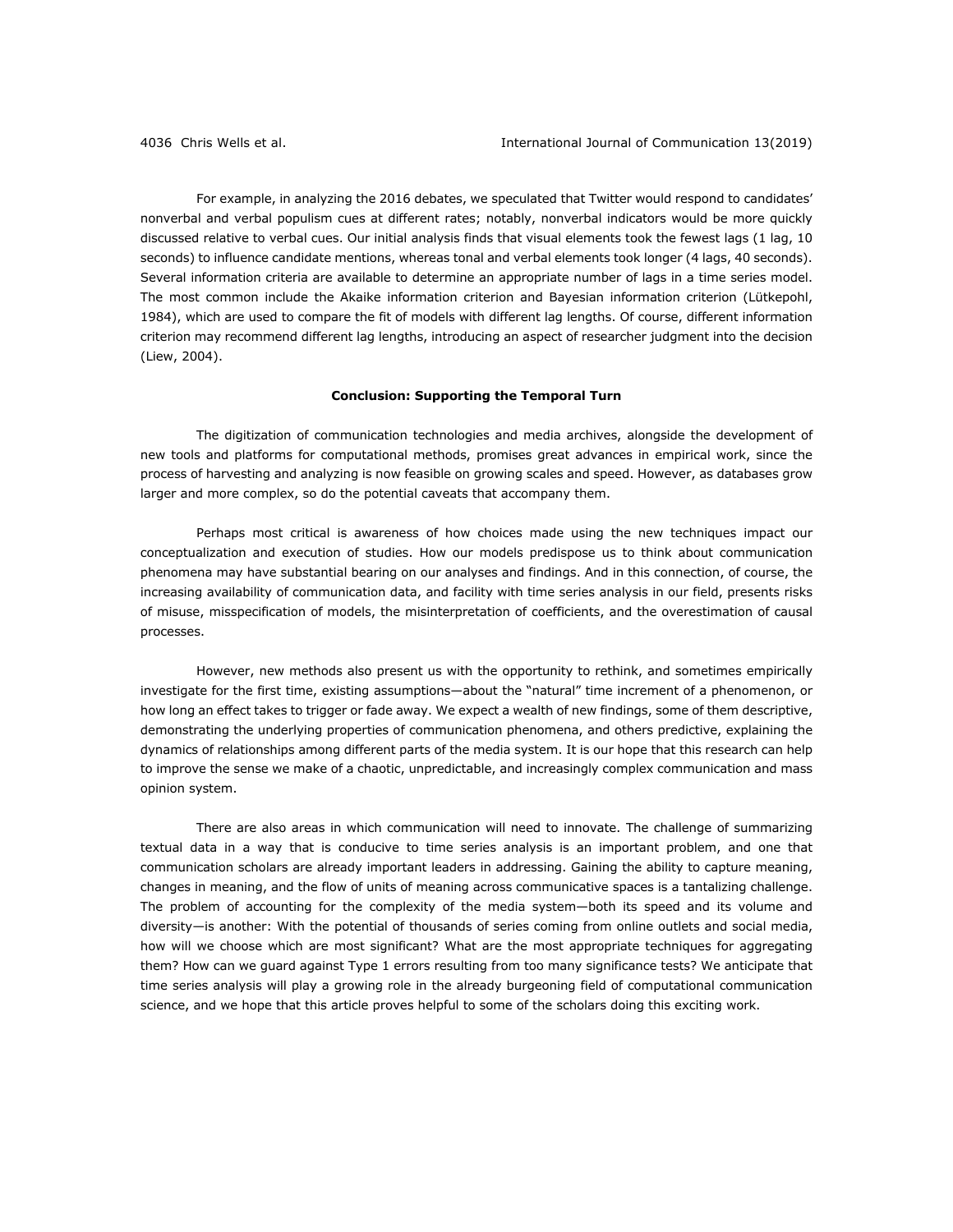For example, in analyzing the 2016 debates, we speculated that Twitter would respond to candidates' nonverbal and verbal populism cues at different rates; notably, nonverbal indicators would be more quickly discussed relative to verbal cues. Our initial analysis finds that visual elements took the fewest lags (1 lag, 10 seconds) to influence candidate mentions, whereas tonal and verbal elements took longer (4 lags, 40 seconds). Several information criteria are available to determine an appropriate number of lags in a time series model. The most common include the Akaike information criterion and Bayesian information criterion (Lütkepohl, 1984), which are used to compare the fit of models with different lag lengths. Of course, different information criterion may recommend different lag lengths, introducing an aspect of researcher judgment into the decision (Liew, 2004).

## Conclusion: Supporting the Temporal Turn

The digitization of communication technologies and media archives, alongside the development of new tools and platforms for computational methods, promises great advances in empirical work, since the process of harvesting and analyzing is now feasible on growing scales and speed. However, as databases grow larger and more complex, so do the potential caveats that accompany them.

Perhaps most critical is awareness of how choices made using the new techniques impact our conceptualization and execution of studies. How our models predispose us to think about communication phenomena may have substantial bearing on our analyses and findings. And in this connection, of course, the increasing availability of communication data, and facility with time series analysis in our field, presents risks of misuse, misspecification of models, the misinterpretation of coefficients, and the overestimation of causal processes.

However, new methods also present us with the opportunity to rethink, and sometimes empirically investigate for the first time, existing assumptions—about the "natural" time increment of a phenomenon, or how long an effect takes to trigger or fade away. We expect a wealth of new findings, some of them descriptive, demonstrating the underlying properties of communication phenomena, and others predictive, explaining the dynamics of relationships among different parts of the media system. It is our hope that this research can help to improve the sense we make of a chaotic, unpredictable, and increasingly complex communication and mass opinion system.

There are also areas in which communication will need to innovate. The challenge of summarizing textual data in a way that is conducive to time series analysis is an important problem, and one that communication scholars are already important leaders in addressing. Gaining the ability to capture meaning, changes in meaning, and the flow of units of meaning across communicative spaces is a tantalizing challenge. The problem of accounting for the complexity of the media system—both its speed and its volume and diversity—is another: With the potential of thousands of series coming from online outlets and social media, how will we choose which are most significant? What are the most appropriate techniques for aggregating them? How can we guard against Type 1 errors resulting from too many significance tests? We anticipate that time series analysis will play a growing role in the already burgeoning field of computational communication science, and we hope that this article proves helpful to some of the scholars doing this exciting work.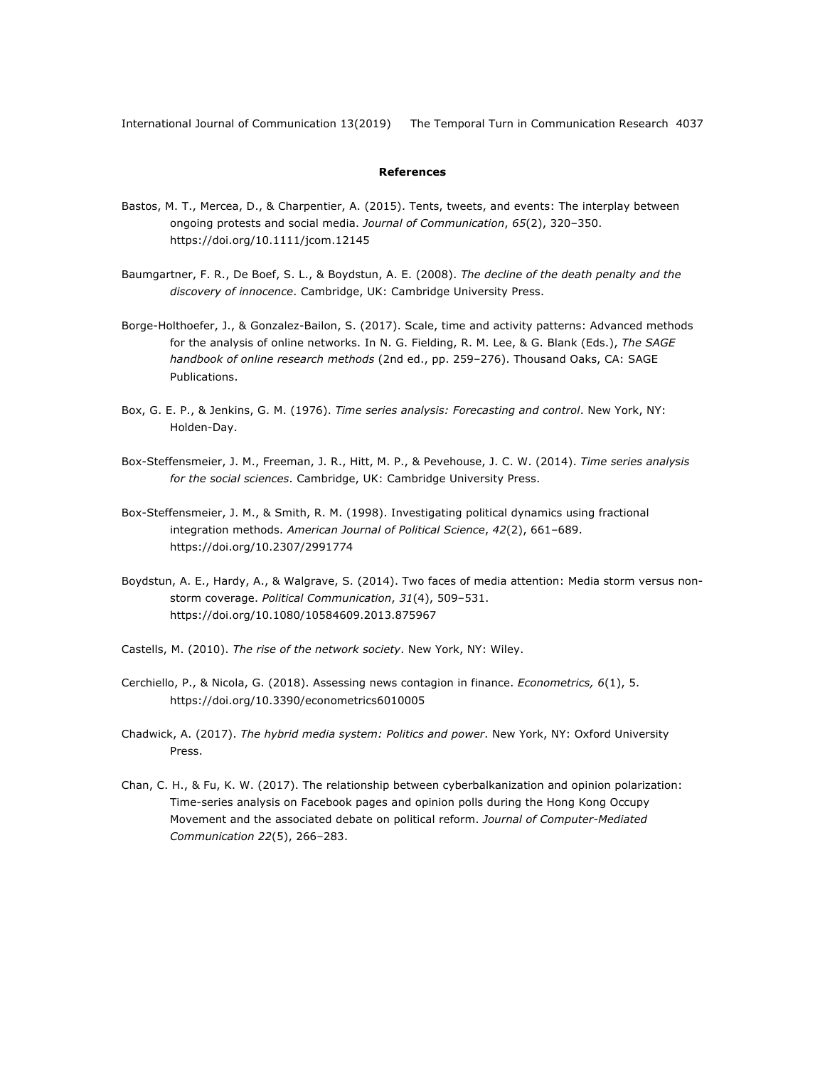**References**

Bastos, M. T., Mercea, D., & Charpentier, A. (2015). Tents, tweets, and events: The interplay between ongoing protests and social media. *Journal of Communication*, *65*(2), 320–350. https://doi.org/10.1111/jcom.12145

Baumgartner, F. R., De Boef, S. L., & Boydstun, A. E. (2008). *The decline of the death penalty and the discovery of innocence*. Cambridge, UK: Cambridge University Press.

Borge-Holthoefer, J., & Gonzalez-Bailon, S. (2017). Scale, time and activity patterns: Advanced methods for the analysis of online networks. In N. G. Fielding, R. M. Lee, & G. Blank (Eds.), *The SAGE handbook of online research methods* (2nd ed., pp. 259–276). Thousand Oaks, CA: SAGE Publications.

Box, G. E. P., & Jenkins, G. M. (1976). *Time series analysis: Forecasting and control*. New York, NY: Holden-Day.

Box-Steffensmeier, J. M., Freeman, J. R., Hitt, M. P., & Pevehouse, J. C. W. (2014). *Time series analysis for the social sciences*. Cambridge, UK: Cambridge University Press.

Box-Steffensmeier, J. M., & Smith, R. M. (1998). Investigating political dynamics using fractional integration methods. *American Journal of Political Science*, *42*(2), 661–689. https://doi.org/10.2307/2991774

Boydstun, A. E., Hardy, A., & Walgrave, S. (2014). Two faces of media attention: Media storm versus non-storm coverage. *Political Communication*, *31*(4), 509–531. https://doi.org/10.1080/10584609.2013.875967

Castells, M. (2010). *The rise of the network society*. New York, NY: Wiley.

Cerchiello, P., & Nicola, G. (2018). Assessing news contagion in finance. *Econometrics, 6*(1), 5. https://doi.org/10.3390/econometrics6010005

Chadwick, A. (2017). *The hybrid media system: Politics and power*. New York, NY: Oxford University Press.

Chan, C. H., & Fu, K. W. (2017). The relationship between cyberbalkanization and opinion polarization: Time-series analysis on Facebook pages and opinion polls during the Hong Kong Occupy Movement and the associated debate on political reform. *Journal of Computer-Mediated Communication 22*(5), 266–283.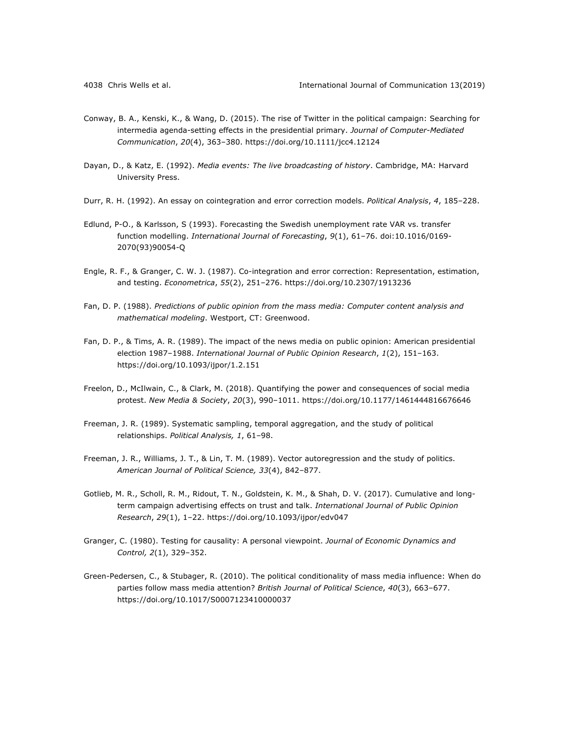Conway, B. A., Kenski, K., & Wang, D. (2015). The rise of Twitter in the political campaign: Searching for intermedia agenda-setting effects in the presidential primary. *Journal of Computer-Mediated Communication*, *20*(4), 363–380. https://doi.org/10.1111/jcc4.12124

Dayan, D., & Katz, E. (1992). *Media events: The live broadcasting of history*. Cambridge, MA: Harvard University Press.

Durr, R. H. (1992). An essay on cointegration and error correction models. *Political Analysis*, *4*, 185–228.

Edlund, P-O., & Karlsson, S (1993). Forecasting the Swedish unemployment rate VAR vs. transfer function modelling. *International Journal of Forecasting*, *9*(1), 61–76. doi:10.1016/0169-2070(93)90054-Q

Engle, R. F., & Granger, C. W. J. (1987). Co-integration and error correction: Representation, estimation, and testing. *Econometrica*, *55*(2), 251–276. https://doi.org/10.2307/1913236

Fan, D. P. (1988). *Predictions of public opinion from the mass media: Computer content analysis and mathematical modeling*. Westport, CT: Greenwood.

Fan, D. P., & Tims, A. R. (1989). The impact of the news media on public opinion: American presidential election 1987–1988. *International Journal of Public Opinion Research*, *1*(2), 151–163. https://doi.org/10.1093/ijpor/1.2.151

Freelon, D., McIlwain, C., & Clark, M. (2018). Quantifying the power and consequences of social media protest. *New Media & Society*, *20*(3), 990–1011. https://doi.org/10.1177/1461444816676646

Freeman, J. R. (1989). Systematic sampling, temporal aggregation, and the study of political relationships. *Political Analysis, 1*, 61–98.

Freeman, J. R., Williams, J. T., & Lin, T. M. (1989). Vector autoregression and the study of politics. *American Journal of Political Science, 33*(4), 842–877.

Gotlieb, M. R., Scholl, R. M., Ridout, T. N., Goldstein, K. M., & Shah, D. V. (2017). Cumulative and long-term campaign advertising effects on trust and talk. *International Journal of Public Opinion Research*, *29*(1), 1–22. https://doi.org/10.1093/ijpor/edv047

Granger, C. (1980). Testing for causality: A personal viewpoint. *Journal of Economic Dynamics and Control, 2*(1), 329–352.

Green-Pedersen, C., & Stubager, R. (2010). The political conditionality of mass media influence: When do parties follow mass media attention? *British Journal of Political Science*, *40*(3), 663–677. https://doi.org/10.1017/S0007123410000037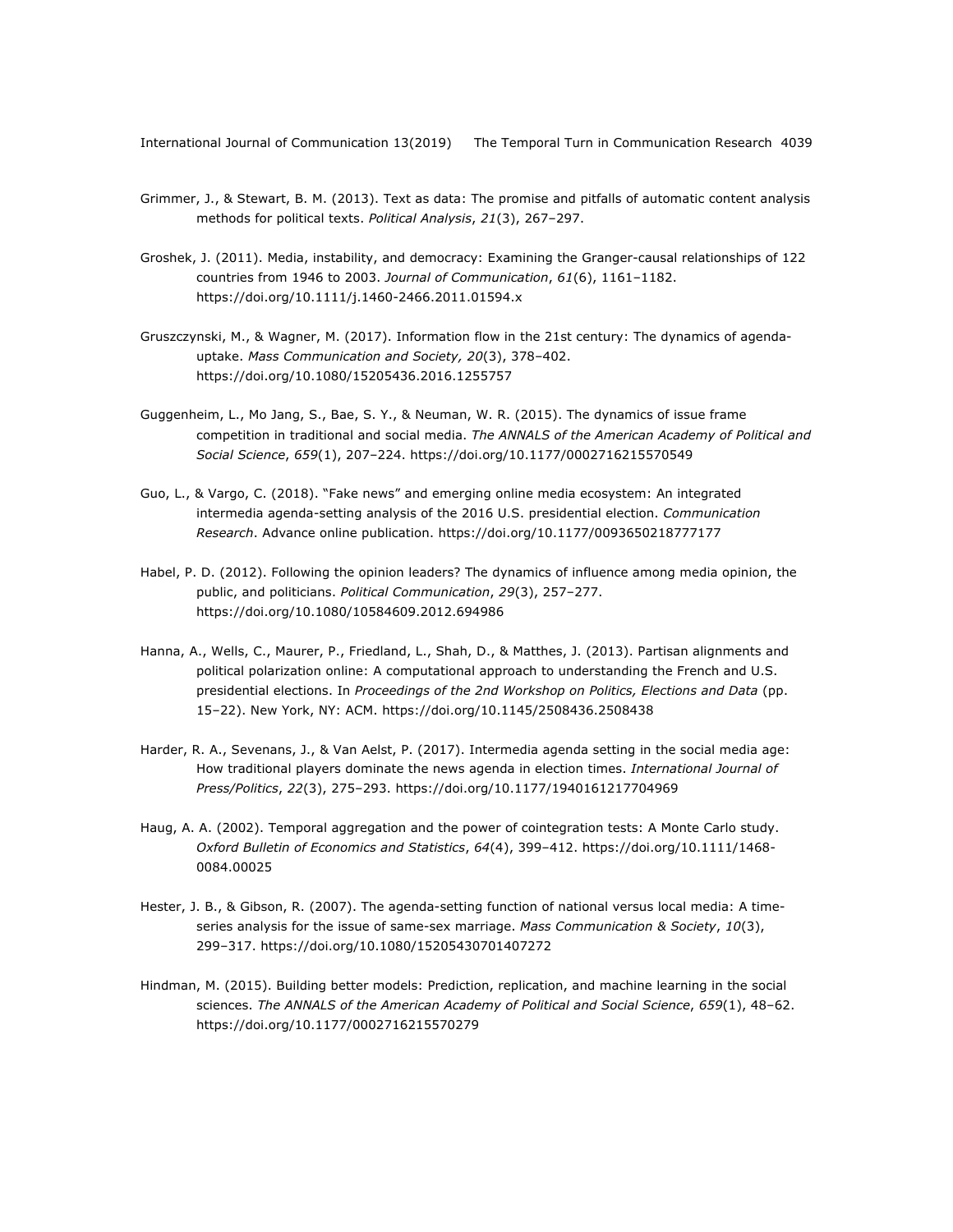Grimmer, J., & Stewart, B. M. (2013). Text as data: The promise and pitfalls of automatic content analysis methods for political texts. *Political Analysis*, *21*(3), 267–297.

Groshek, J. (2011). Media, instability, and democracy: Examining the Granger-causal relationships of 122 countries from 1946 to 2003. *Journal of Communication*, *61*(6), 1161–1182. https://doi.org/10.1111/j.1460-2466.2011.01594.x

Gruszczynski, M., & Wagner, M. (2017). Information flow in the 21st century: The dynamics of agenda-uptake. *Mass Communication and Society, 20*(3), 378–402. https://doi.org/10.1080/15205436.2016.1255757

Guggenheim, L., Mo Jang, S., Bae, S. Y., & Neuman, W. R. (2015). The dynamics of issue frame competition in traditional and social media. *The ANNALS of the American Academy of Political and Social Science*, *659*(1), 207–224. https://doi.org/10.1177/0002716215570549

Guo, L., & Vargo, C. (2018). "Fake news" and emerging online media ecosystem: An integrated intermedia agenda-setting analysis of the 2016 U.S. presidential election. *Communication Research*. Advance online publication. https://doi.org/10.1177/0093650218777177

Habel, P. D. (2012). Following the opinion leaders? The dynamics of influence among media opinion, the public, and politicians. *Political Communication*, *29*(3), 257–277. https://doi.org/10.1080/10584609.2012.694986

Hanna, A., Wells, C., Maurer, P., Friedland, L., Shah, D., & Matthes, J. (2013). Partisan alignments and political polarization online: A computational approach to understanding the French and U.S. presidential elections. In *Proceedings of the 2nd Workshop on Politics, Elections and Data* (pp. 15–22). New York, NY: ACM. https://doi.org/10.1145/2508436.2508438

Harder, R. A., Sevenans, J., & Van Aelst, P. (2017). Intermedia agenda setting in the social media age: How traditional players dominate the news agenda in election times. *International Journal of Press/Politics*, *22*(3), 275–293. https://doi.org/10.1177/1940161217704969

Haug, A. A. (2002). Temporal aggregation and the power of cointegration tests: A Monte Carlo study. *Oxford Bulletin of Economics and Statistics*, *64*(4), 399–412. https://doi.org/10.1111/1468-0084.00025

Hester, J. B., & Gibson, R. (2007). The agenda-setting function of national versus local media: A time-series analysis for the issue of same-sex marriage. *Mass Communication & Society*, *10*(3), 299–317. https://doi.org/10.1080/15205430701407272

Hindman, M. (2015). Building better models: Prediction, replication, and machine learning in the social sciences. *The ANNALS of the American Academy of Political and Social Science*, *659*(1), 48–62. https://doi.org/10.1177/0002716215570279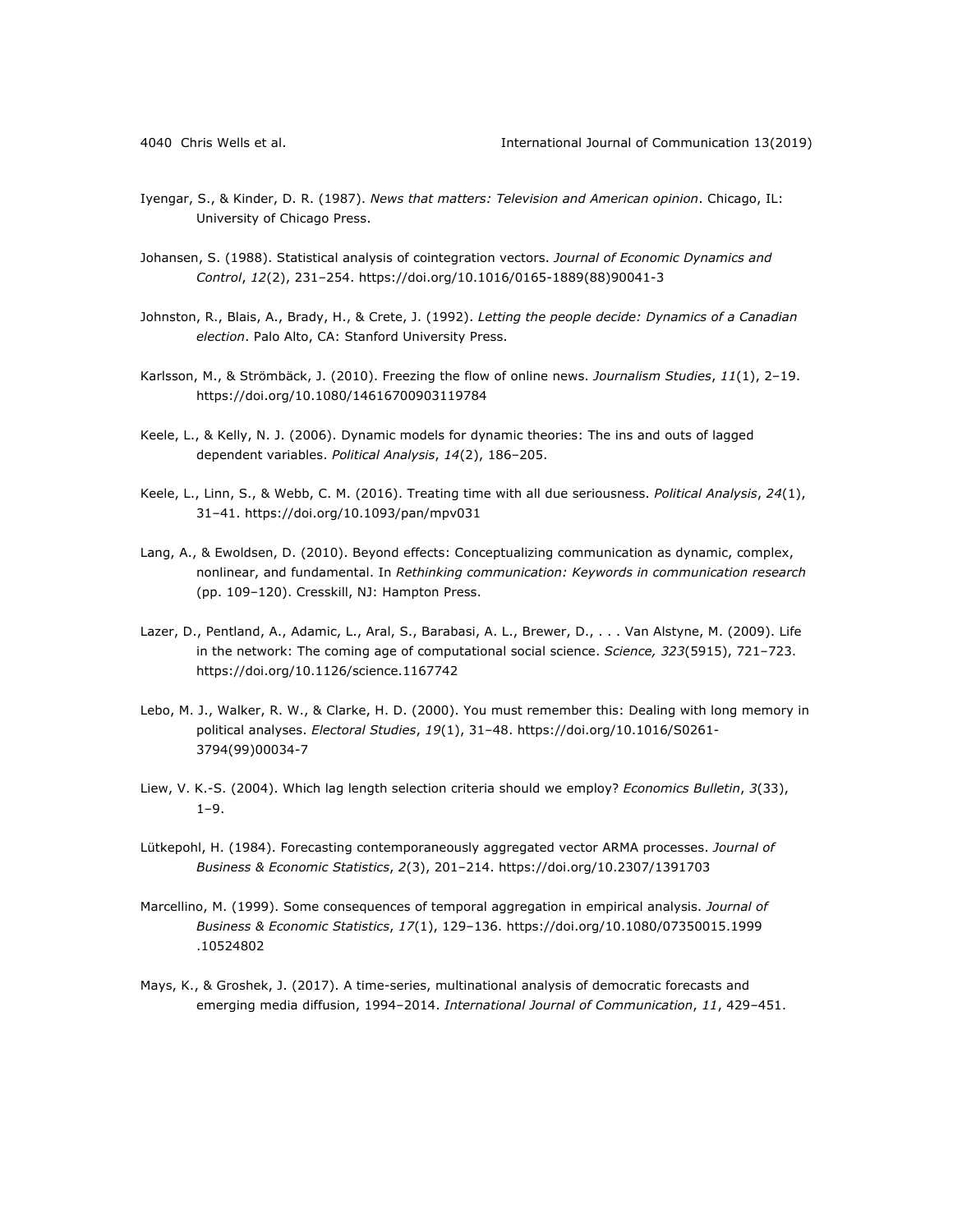Iyengar, S., & Kinder, D. R. (1987). *News that matters: Television and American opinion*. Chicago, IL: University of Chicago Press.

Johansen, S. (1988). Statistical analysis of cointegration vectors. *Journal of Economic Dynamics and Control*, *12*(2), 231–254. https://doi.org/10.1016/0165-1889(88)90041-3

Johnston, R., Blais, A., Brady, H., & Crete, J. (1992). *Letting the people decide: Dynamics of a Canadian election*. Palo Alto, CA: Stanford University Press.

Karlsson, M., & Strömbäck, J. (2010). Freezing the flow of online news. *Journalism Studies*, *11*(1), 2–19. https://doi.org/10.1080/14616700903119784

Keele, L., & Kelly, N. J. (2006). Dynamic models for dynamic theories: The ins and outs of lagged dependent variables. *Political Analysis*, *14*(2), 186–205.

Keele, L., Linn, S., & Webb, C. M. (2016). Treating time with all due seriousness. *Political Analysis*, *24*(1), 31–41. https://doi.org/10.1093/pan/mpv031

Lang, A., & Ewoldsen, D. (2010). Beyond effects: Conceptualizing communication as dynamic, complex, nonlinear, and fundamental. In *Rethinking communication: Keywords in communication research* (pp. 109–120). Cresskill, NJ: Hampton Press.

Lazer, D., Pentland, A., Adamic, L., Aral, S., Barabasi, A. L., Brewer, D., . . . Van Alstyne, M. (2009). Life in the network: The coming age of computational social science. *Science, 323*(5915), 721–723. https://doi.org/10.1126/science.1167742

Lebo, M. J., Walker, R. W., & Clarke, H. D. (2000). You must remember this: Dealing with long memory in political analyses. *Electoral Studies*, *19*(1), 31–48. https://doi.org/10.1016/S0261-3794(99)00034-7

Liew, V. K.-S. (2004). Which lag length selection criteria should we employ? *Economics Bulletin*, *3*(33), 1–9.

Lütkepohl, H. (1984). Forecasting contemporaneously aggregated vector ARMA processes. *Journal of Business & Economic Statistics*, *2*(3), 201–214. https://doi.org/10.2307/1391703

Marcellino, M. (1999). Some consequences of temporal aggregation in empirical analysis. *Journal of Business & Economic Statistics*, *17*(1), 129–136. https://doi.org/10.1080/07350015.1999.10524802

Mays, K., & Groshek, J. (2017). A time-series, multinational analysis of democratic forecasts and emerging media diffusion, 1994–2014. *International Journal of Communication*, *11*, 429–451.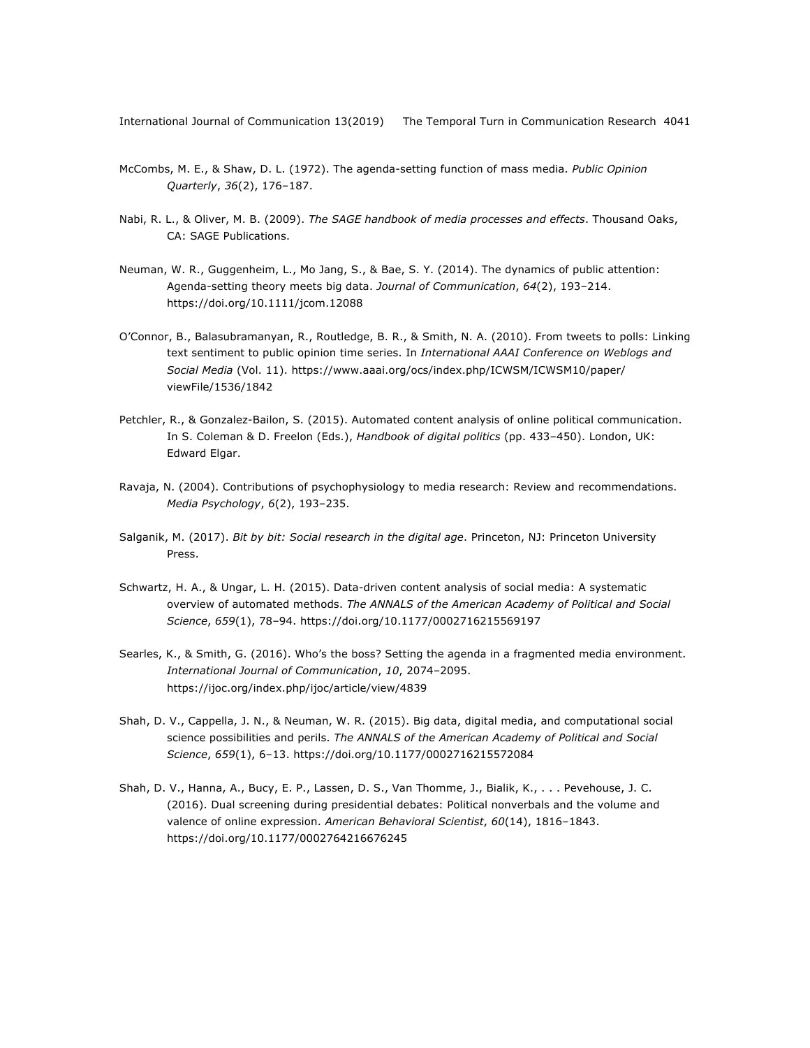McCombs, M. E., & Shaw, D. L. (1972). The agenda-setting function of mass media. *Public Opinion Quarterly*, *36*(2), 176–187.

Nabi, R. L., & Oliver, M. B. (2009). *The SAGE handbook of media processes and effects*. Thousand Oaks, CA: SAGE Publications.

Neuman, W. R., Guggenheim, L., Mo Jang, S., & Bae, S. Y. (2014). The dynamics of public attention: Agenda-setting theory meets big data. *Journal of Communication*, *64*(2), 193–214. https://doi.org/10.1111/jcom.12088

O'Connor, B., Balasubramanyan, R., Routledge, B. R., & Smith, N. A. (2010). From tweets to polls: Linking text sentiment to public opinion time series. In *International AAAI Conference on Weblogs and Social Media* (Vol. 11). https://www.aaai.org/ocs/index.php/ICWSM/ICWSM10/paper/viewFile/1536/1842

Petchler, R., & Gonzalez-Bailon, S. (2015). Automated content analysis of online political communication. In S. Coleman & D. Freelon (Eds.), *Handbook of digital politics* (pp. 433–450). London, UK: Edward Elgar.

Ravaja, N. (2004). Contributions of psychophysiology to media research: Review and recommendations. *Media Psychology*, *6*(2), 193–235.

Salganik, M. (2017). *Bit by bit: Social research in the digital age*. Princeton, NJ: Princeton University Press.

Schwartz, H. A., & Ungar, L. H. (2015). Data-driven content analysis of social media: A systematic overview of automated methods. *The ANNALS of the American Academy of Political and Social Science*, *659*(1), 78–94. https://doi.org/10.1177/0002716215569197

Searles, K., & Smith, G. (2016). Who's the boss? Setting the agenda in a fragmented media environment. *International Journal of Communication*, *10*, 2074–2095. https://ijoc.org/index.php/ijoc/article/view/4839

Shah, D. V., Cappella, J. N., & Neuman, W. R. (2015). Big data, digital media, and computational social science possibilities and perils. *The ANNALS of the American Academy of Political and Social Science*, *659*(1), 6–13. https://doi.org/10.1177/0002716215572084

Shah, D. V., Hanna, A., Bucy, E. P., Lassen, D. S., Van Thomme, J., Bialik, K., . . . Pevehouse, J. C. (2016). Dual screening during presidential debates: Political nonverbals and the volume and valence of online expression. *American Behavioral Scientist*, *60*(14), 1816–1843. https://doi.org/10.1177/0002764216676245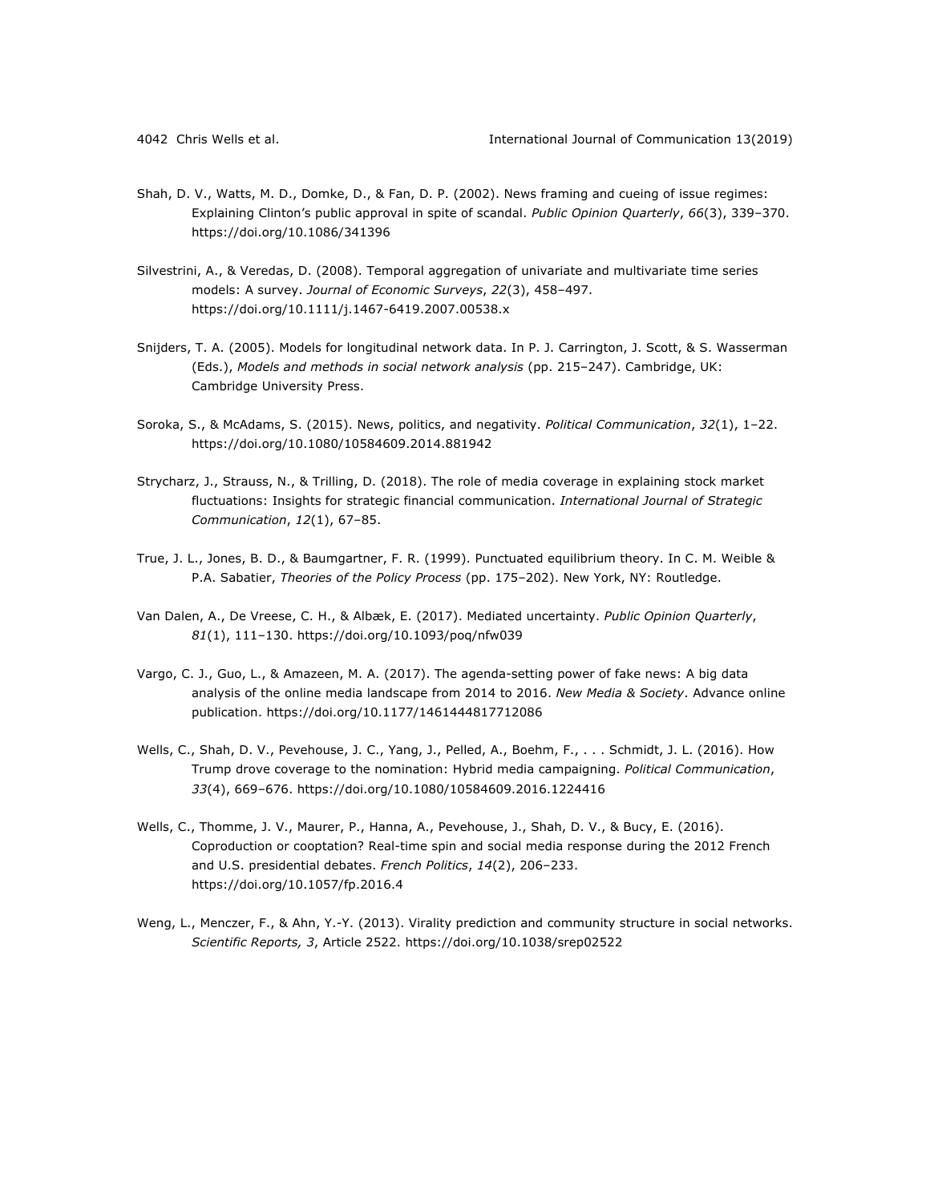Shah, D. V., Watts, M. D., Domke, D., & Fan, D. P. (2002). News framing and cueing of issue regimes: Explaining Clinton's public approval in spite of scandal. *Public Opinion Quarterly*, *66*(3), 339–370. https://doi.org/10.1086/341396

Silvestrini, A., & Veredas, D. (2008). Temporal aggregation of univariate and multivariate time series models: A survey. *Journal of Economic Surveys*, *22*(3), 458–497. https://doi.org/10.1111/j.1467-6419.2007.00538.x

Snijders, T. A. (2005). Models for longitudinal network data. In P. J. Carrington, J. Scott, & S. Wasserman (Eds.), *Models and methods in social network analysis* (pp. 215–247). Cambridge, UK: Cambridge University Press.

Soroka, S., & McAdams, S. (2015). News, politics, and negativity. *Political Communication*, *32*(1), 1–22. https://doi.org/10.1080/10584609.2014.881942

Strycharz, J., Strauss, N., & Trilling, D. (2018). The role of media coverage in explaining stock market fluctuations: Insights for strategic financial communication. *International Journal of Strategic Communication*, *12*(1), 67–85.

True, J. L., Jones, B. D., & Baumgartner, F. R. (1999). Punctuated equilibrium theory. In C. M. Weible & P.A. Sabatier, *Theories of the Policy Process* (pp. 175–202). New York, NY: Routledge.

Van Dalen, A., De Vreese, C. H., & Albæk, E. (2017). Mediated uncertainty. *Public Opinion Quarterly*, *81*(1), 111–130. https://doi.org/10.1093/poq/nfw039

Vargo, C. J., Guo, L., & Amazeen, M. A. (2017). The agenda-setting power of fake news: A big data analysis of the online media landscape from 2014 to 2016. *New Media & Society*. Advance online publication. https://doi.org/10.1177/1461444817712086

Wells, C., Shah, D. V., Pevehouse, J. C., Yang, J., Pelled, A., Boehm, F., . . . Schmidt, J. L. (2016). How Trump drove coverage to the nomination: Hybrid media campaigning. *Political Communication*, *33*(4), 669–676. https://doi.org/10.1080/10584609.2016.1224416

Wells, C., Thomme, J. V., Maurer, P., Hanna, A., Pevehouse, J., Shah, D. V., & Bucy, E. (2016). Coproduction or cooptation? Real-time spin and social media response during the 2012 French and U.S. presidential debates. *French Politics*, *14*(2), 206–233. https://doi.org/10.1057/fp.2016.4

Weng, L., Menczer, F., & Ahn, Y.-Y. (2013). Virality prediction and community structure in social networks. *Scientific Reports, 3*, Article 2522. https://doi.org/10.1038/srep02522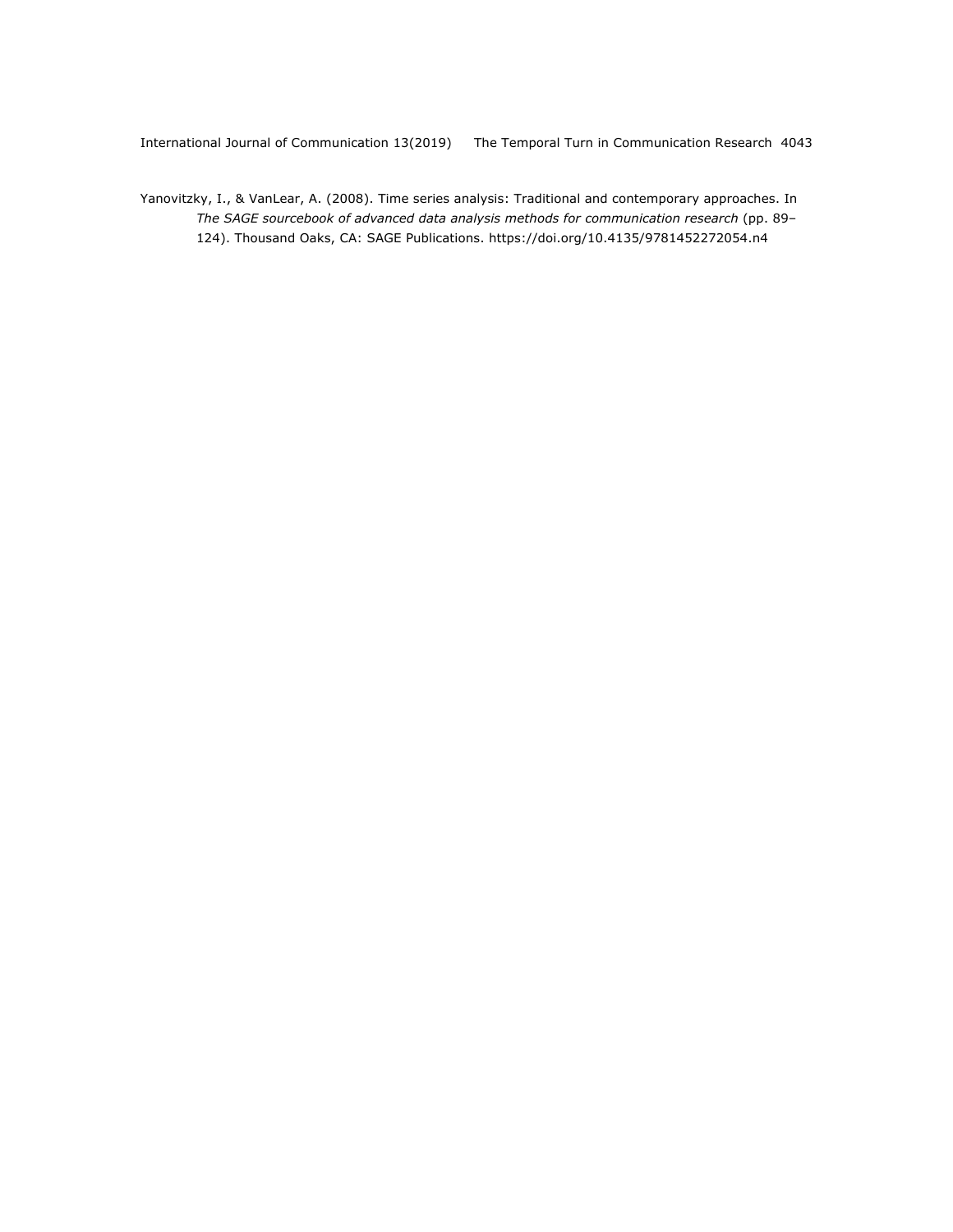Yanovitzky, I., & VanLear, A. (2008). Time series analysis: Traditional and contemporary approaches. In *The SAGE sourcebook of advanced data analysis methods for communication research* (pp. 89–124). Thousand Oaks, CA: SAGE Publications. https://doi.org/10.4135/9781452272054.n4